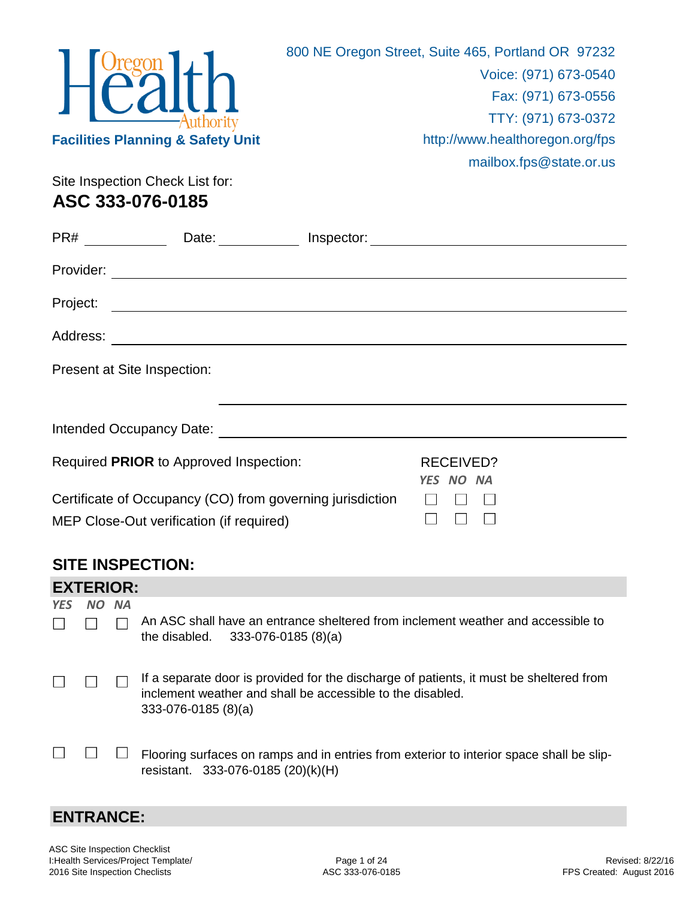Oregon Health Authority

**Facilities Planning & Safety Unit**

800 NE Oregon Street, Suite 465, Portland OR 97232
Voice: (971) 673-0540
Fax: (971) 673-0556
TTY: (971) 673-0372
http://www.healthoregon.org/fps
mailbox.fps@state.or.us

Site Inspection Check List for:

# ASC 333-076-0185

PR# ____________ Date: ____________ Inspector: ______________________________

Provider: ______________________________________________

Project: ______________________________________________

Address: ______________________________________________

Present at Site Inspection:

______________________________________________

Intended Occupancy Date: ______________________________________________

| Required **PRIOR** to Approved Inspection: | RECEIVED? YES | NO | NA |
|---|---|---|---|
| Certificate of Occupancy (CO) from governing jurisdiction | ☐ | ☐ | ☐ |
| MEP Close-Out verification (if required) | ☐ | ☐ | ☐ |

## SITE INSPECTION:

## EXTERIOR:

| YES | NO | NA | |
|---|---|---|---|
| ☐ | ☐ | ☐ | An ASC shall have an entrance sheltered from inclement weather and accessible to the disabled. 333-076-0185 (8)(a) |
| ☐ | ☐ | ☐ | If a separate door is provided for the discharge of patients, it must be sheltered from inclement weather and shall be accessible to the disabled. 333-076-0185 (8)(a) |
| ☐ | ☐ | ☐ | Flooring surfaces on ramps and in entries from exterior to interior space shall be slip-resistant. 333-076-0185 (20)(k)(H) |

## ENTRANCE: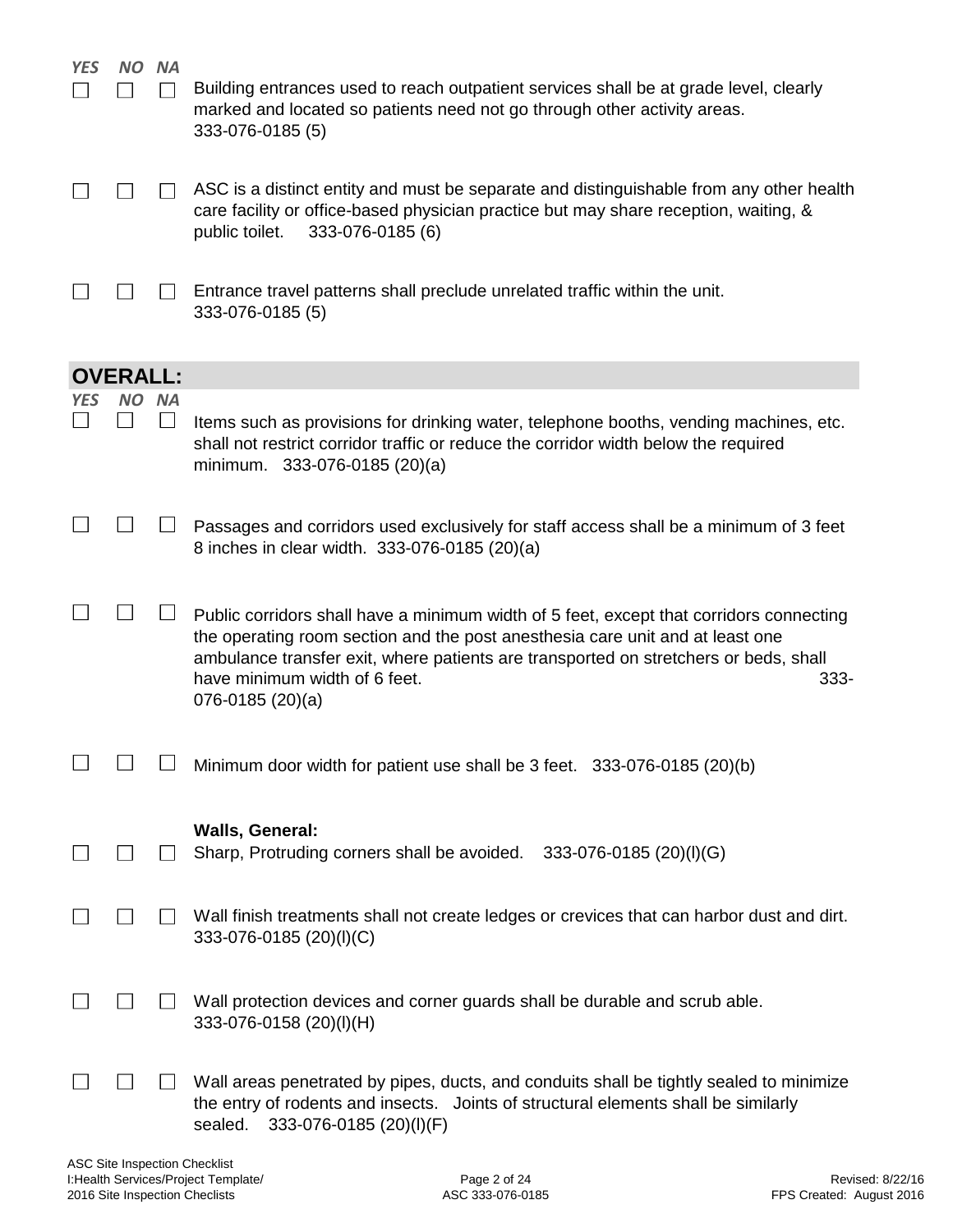| YES | NO | NA | |
|---|---|---|---|
| ☐ | ☐ | ☐ | Building entrances used to reach outpatient services shall be at grade level, clearly marked and located so patients need not go through other activity areas. 333-076-0185 (5) |
| ☐ | ☐ | ☐ | ASC is a distinct entity and must be separate and distinguishable from any other health care facility or office-based physician practice but may share reception, waiting, & public toilet. 333-076-0185 (6) |
| ☐ | ☐ | ☐ | Entrance travel patterns shall preclude unrelated traffic within the unit. 333-076-0185 (5) |

## OVERALL:

| YES | NO | NA | |
|---|---|---|---|
| ☐ | ☐ | ☐ | Items such as provisions for drinking water, telephone booths, vending machines, etc. shall not restrict corridor traffic or reduce the corridor width below the required minimum. 333-076-0185 (20)(a) |
| ☐ | ☐ | ☐ | Passages and corridors used exclusively for staff access shall be a minimum of 3 feet 8 inches in clear width. 333-076-0185 (20)(a) |
| ☐ | ☐ | ☐ | Public corridors shall have a minimum width of 5 feet, except that corridors connecting the operating room section and the post anesthesia care unit and at least one ambulance transfer exit, where patients are transported on stretchers or beds, shall have minimum width of 6 feet. 333-076-0185 (20)(a) |
| ☐ | ☐ | ☐ | Minimum door width for patient use shall be 3 feet. 333-076-0185 (20)(b) |
| ☐ | ☐ | ☐ | **Walls, General:** Sharp, Protruding corners shall be avoided. 333-076-0185 (20)(l)(G) |
| ☐ | ☐ | ☐ | Wall finish treatments shall not create ledges or crevices that can harbor dust and dirt. 333-076-0185 (20)(l)(C) |
| ☐ | ☐ | ☐ | Wall protection devices and corner guards shall be durable and scrub able. 333-076-0158 (20)(l)(H) |
| ☐ | ☐ | ☐ | Wall areas penetrated by pipes, ducts, and conduits shall be tightly sealed to minimize the entry of rodents and insects. Joints of structural elements shall be similarly sealed. 333-076-0185 (20)(l)(F) |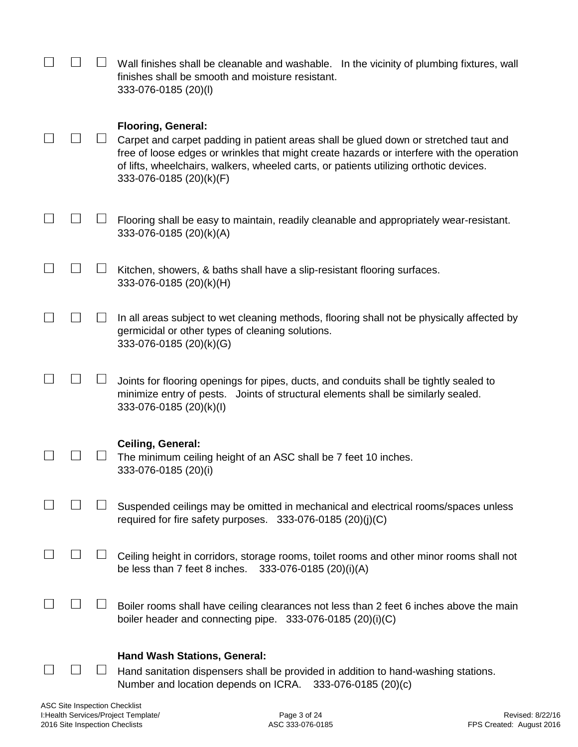☐ ☐ ☐ Wall finishes shall be cleanable and washable. In the vicinity of plumbing fixtures, wall finishes shall be smooth and moisture resistant.
333-076-0185 (20)(l)

**Flooring, General:**

☐ ☐ ☐ Carpet and carpet padding in patient areas shall be glued down or stretched taut and free of loose edges or wrinkles that might create hazards or interfere with the operation of lifts, wheelchairs, walkers, wheeled carts, or patients utilizing orthotic devices.
333-076-0185 (20)(k)(F)

☐ ☐ ☐ Flooring shall be easy to maintain, readily cleanable and appropriately wear-resistant.
333-076-0185 (20)(k)(A)

☐ ☐ ☐ Kitchen, showers, & baths shall have a slip-resistant flooring surfaces.
333-076-0185 (20)(k)(H)

☐ ☐ ☐ In all areas subject to wet cleaning methods, flooring shall not be physically affected by germicidal or other types of cleaning solutions.
333-076-0185 (20)(k)(G)

☐ ☐ ☐ Joints for flooring openings for pipes, ducts, and conduits shall be tightly sealed to minimize entry of pests. Joints of structural elements shall be similarly sealed.
333-076-0185 (20)(k)(I)

**Ceiling, General:**

☐ ☐ ☐ The minimum ceiling height of an ASC shall be 7 feet 10 inches.
333-076-0185 (20)(i)

☐ ☐ ☐ Suspended ceilings may be omitted in mechanical and electrical rooms/spaces unless required for fire safety purposes. 333-076-0185 (20)(j)(C)

☐ ☐ ☐ Ceiling height in corridors, storage rooms, toilet rooms and other minor rooms shall not be less than 7 feet 8 inches. 333-076-0185 (20)(i)(A)

☐ ☐ ☐ Boiler rooms shall have ceiling clearances not less than 2 feet 6 inches above the main boiler header and connecting pipe. 333-076-0185 (20)(i)(C)

**Hand Wash Stations, General:**

☐ ☐ ☐ Hand sanitation dispensers shall be provided in addition to hand-washing stations. Number and location depends on ICRA. 333-076-0185 (20)(c)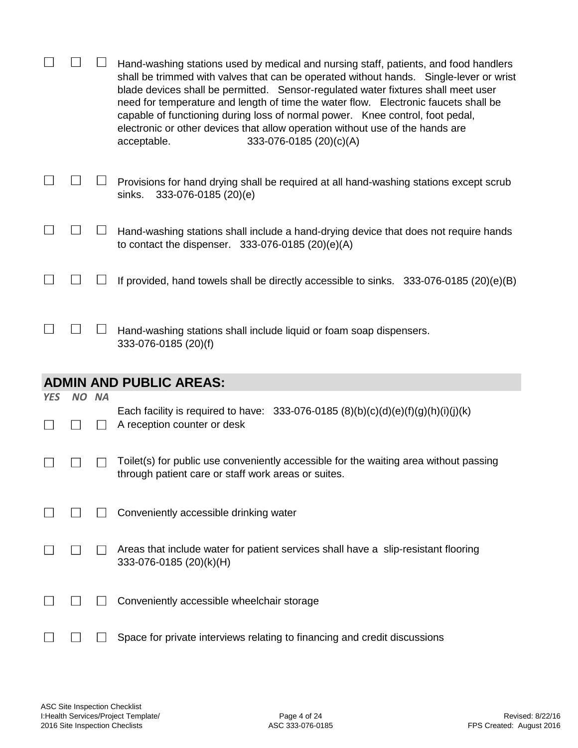| | | | |
|---|---|---|---|
| ☐ | ☐ | ☐ | Hand-washing stations used by medical and nursing staff, patients, and food handlers shall be trimmed with valves that can be operated without hands. Single-lever or wrist blade devices shall be permitted. Sensor-regulated water fixtures shall meet user need for temperature and length of time the water flow. Electronic faucets shall be capable of functioning during loss of normal power. Knee control, foot pedal, electronic or other devices that allow operation without use of the hands are acceptable. 333-076-0185 (20)(c)(A) |
| ☐ | ☐ | ☐ | Provisions for hand drying shall be required at all hand-washing stations except scrub sinks. 333-076-0185 (20)(e) |
| ☐ | ☐ | ☐ | Hand-washing stations shall include a hand-drying device that does not require hands to contact the dispenser. 333-076-0185 (20)(e)(A) |
| ☐ | ☐ | ☐ | If provided, hand towels shall be directly accessible to sinks. 333-076-0185 (20)(e)(B) |
| ☐ | ☐ | ☐ | Hand-washing stations shall include liquid or foam soap dispensers. 333-076-0185 (20)(f) |

## ADMIN AND PUBLIC AREAS:

| *YES* | *NO* | *NA* | |
|---|---|---|---|
| | | | Each facility is required to have: 333-076-0185 (8)(b)(c)(d)(e)(f)(g)(h)(i)(j)(k) |
| ☐ | ☐ | ☐ | A reception counter or desk |
| ☐ | ☐ | ☐ | Toilet(s) for public use conveniently accessible for the waiting area without passing through patient care or staff work areas or suites. |
| ☐ | ☐ | ☐ | Conveniently accessible drinking water |
| ☐ | ☐ | ☐ | Areas that include water for patient services shall have a slip-resistant flooring 333-076-0185 (20)(k)(H) |
| ☐ | ☐ | ☐ | Conveniently accessible wheelchair storage |
| ☐ | ☐ | ☐ | Space for private interviews relating to financing and credit discussions |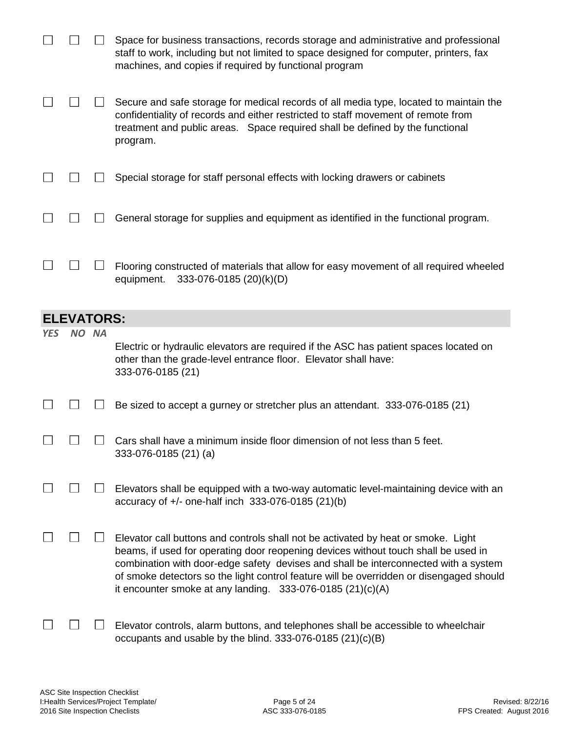☐ ☐ ☐ Space for business transactions, records storage and administrative and professional staff to work, including but not limited to space designed for computer, printers, fax machines, and copies if required by functional program

☐ ☐ ☐ Secure and safe storage for medical records of all media type, located to maintain the confidentiality of records and either restricted to staff movement of remote from treatment and public areas. Space required shall be defined by the functional program.

☐ ☐ ☐ Special storage for staff personal effects with locking drawers or cabinets

☐ ☐ ☐ General storage for supplies and equipment as identified in the functional program.

☐ ☐ ☐ Flooring constructed of materials that allow for easy movement of all required wheeled equipment. 333-076-0185 (20)(k)(D)

## ELEVATORS:

*YES NO NA*

Electric or hydraulic elevators are required if the ASC has patient spaces located on other than the grade-level entrance floor. Elevator shall have: 333-076-0185 (21)

☐ ☐ ☐ Be sized to accept a gurney or stretcher plus an attendant. 333-076-0185 (21)

☐ ☐ ☐ Cars shall have a minimum inside floor dimension of not less than 5 feet. 333-076-0185 (21) (a)

☐ ☐ ☐ Elevators shall be equipped with a two-way automatic level-maintaining device with an accuracy of +/- one-half inch 333-076-0185 (21)(b)

☐ ☐ ☐ Elevator call buttons and controls shall not be activated by heat or smoke. Light beams, if used for operating door reopening devices without touch shall be used in combination with door-edge safety devises and shall be interconnected with a system of smoke detectors so the light control feature will be overridden or disengaged should it encounter smoke at any landing. 333-076-0185 (21)(c)(A)

☐ ☐ ☐ Elevator controls, alarm buttons, and telephones shall be accessible to wheelchair occupants and usable by the blind. 333-076-0185 (21)(c)(B)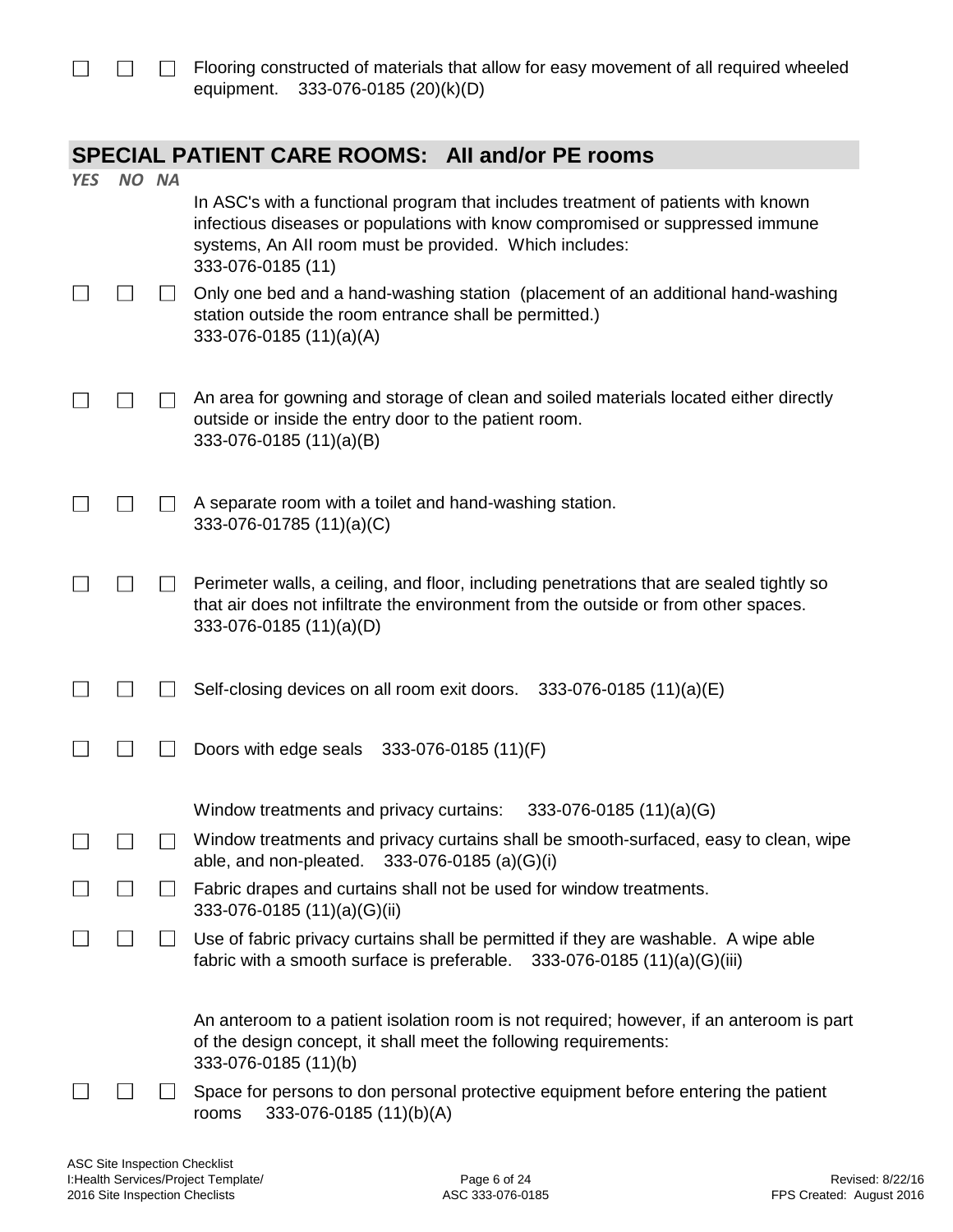☐ ☐ ☐ Flooring constructed of materials that allow for easy movement of all required wheeled equipment. 333-076-0185 (20)(k)(D)

## SPECIAL PATIENT CARE ROOMS: AII and/or PE rooms

*YES NO NA*

In ASC's with a functional program that includes treatment of patients with known infectious diseases or populations with know compromised or suppressed immune systems, An AII room must be provided. Which includes:
333-076-0185 (11)

☐ ☐ ☐ Only one bed and a hand-washing station (placement of an additional hand-washing station outside the room entrance shall be permitted.)
333-076-0185 (11)(a)(A)

☐ ☐ ☐ An area for gowning and storage of clean and soiled materials located either directly outside or inside the entry door to the patient room.
333-076-0185 (11)(a)(B)

☐ ☐ ☐ A separate room with a toilet and hand-washing station.
333-076-01785 (11)(a)(C)

☐ ☐ ☐ Perimeter walls, a ceiling, and floor, including penetrations that are sealed tightly so that air does not infiltrate the environment from the outside or from other spaces.
333-076-0185 (11)(a)(D)

☐ ☐ ☐ Self-closing devices on all room exit doors. 333-076-0185 (11)(a)(E)

☐ ☐ ☐ Doors with edge seals 333-076-0185 (11)(F)

Window treatments and privacy curtains: 333-076-0185 (11)(a)(G)

☐ ☐ ☐ Window treatments and privacy curtains shall be smooth-surfaced, easy to clean, wipe able, and non-pleated. 333-076-0185 (a)(G)(i)

☐ ☐ ☐ Fabric drapes and curtains shall not be used for window treatments.
333-076-0185 (11)(a)(G)(ii)

☐ ☐ ☐ Use of fabric privacy curtains shall be permitted if they are washable. A wipe able fabric with a smooth surface is preferable. 333-076-0185 (11)(a)(G)(iii)

An anteroom to a patient isolation room is not required; however, if an anteroom is part of the design concept, it shall meet the following requirements:
333-076-0185 (11)(b)

☐ ☐ ☐ Space for persons to don personal protective equipment before entering the patient rooms 333-076-0185 (11)(b)(A)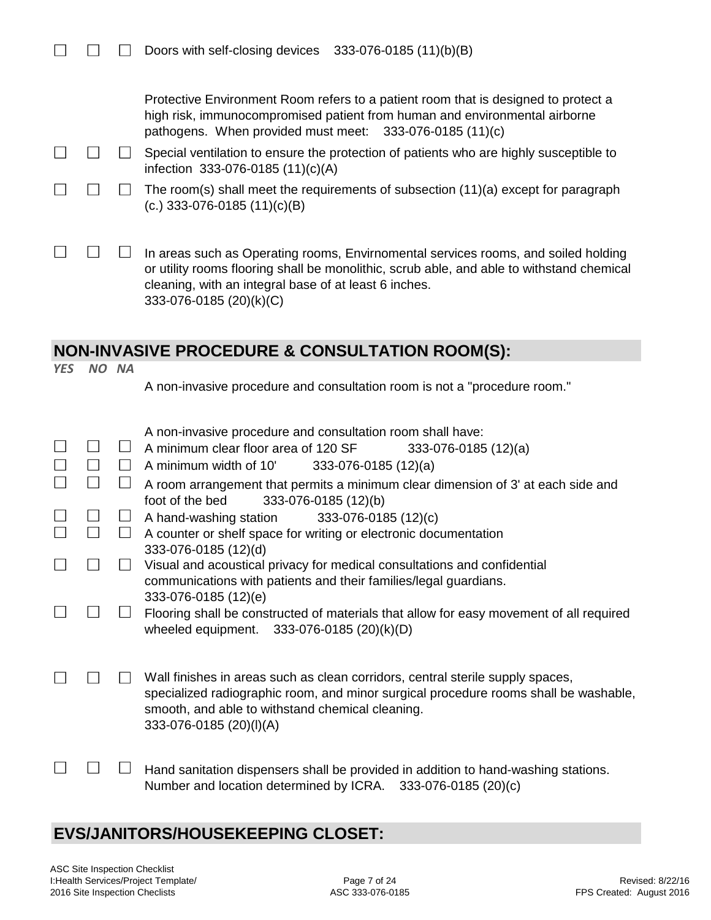☐ ☐ ☐ Doors with self-closing devices 333-076-0185 (11)(b)(B)

Protective Environment Room refers to a patient room that is designed to protect a high risk, immunocompromised patient from human and environmental airborne pathogens. When provided must meet: 333-076-0185 (11)(c)

☐ ☐ ☐ Special ventilation to ensure the protection of patients who are highly susceptible to infection 333-076-0185 (11)(c)(A)

☐ ☐ ☐ The room(s) shall meet the requirements of subsection (11)(a) except for paragraph (c.) 333-076-0185 (11)(c)(B)

☐ ☐ ☐ In areas such as Operating rooms, Envirnomental services rooms, and soiled holding or utility rooms flooring shall be monolithic, scrub able, and able to withstand chemical cleaning, with an integral base of at least 6 inches.
333-076-0185 (20)(k)(C)

## NON-INVASIVE PROCEDURE & CONSULTATION ROOM(S):

*YES NO NA*

A non-invasive procedure and consultation room is not a "procedure room."

A non-invasive procedure and consultation room shall have:

☐ ☐ ☐ A minimum clear floor area of 120 SF 333-076-0185 (12)(a)

☐ ☐ ☐ A minimum width of 10' 333-076-0185 (12)(a)

☐ ☐ ☐ A room arrangement that permits a minimum clear dimension of 3' at each side and foot of the bed 333-076-0185 (12)(b)

☐ ☐ ☐ A hand-washing station 333-076-0185 (12)(c)

☐ ☐ ☐ A counter or shelf space for writing or electronic documentation
333-076-0185 (12)(d)

☐ ☐ ☐ Visual and acoustical privacy for medical consultations and confidential communications with patients and their families/legal guardians.
333-076-0185 (12)(e)

☐ ☐ ☐ Flooring shall be constructed of materials that allow for easy movement of all required wheeled equipment. 333-076-0185 (20)(k)(D)

☐ ☐ ☐ Wall finishes in areas such as clean corridors, central sterile supply spaces, specialized radiographic room, and minor surgical procedure rooms shall be washable, smooth, and able to withstand chemical cleaning.
333-076-0185 (20)(l)(A)

☐ ☐ ☐ Hand sanitation dispensers shall be provided in addition to hand-washing stations. Number and location determined by ICRA. 333-076-0185 (20)(c)

## EVS/JANITORS/HOUSEKEEPING CLOSET: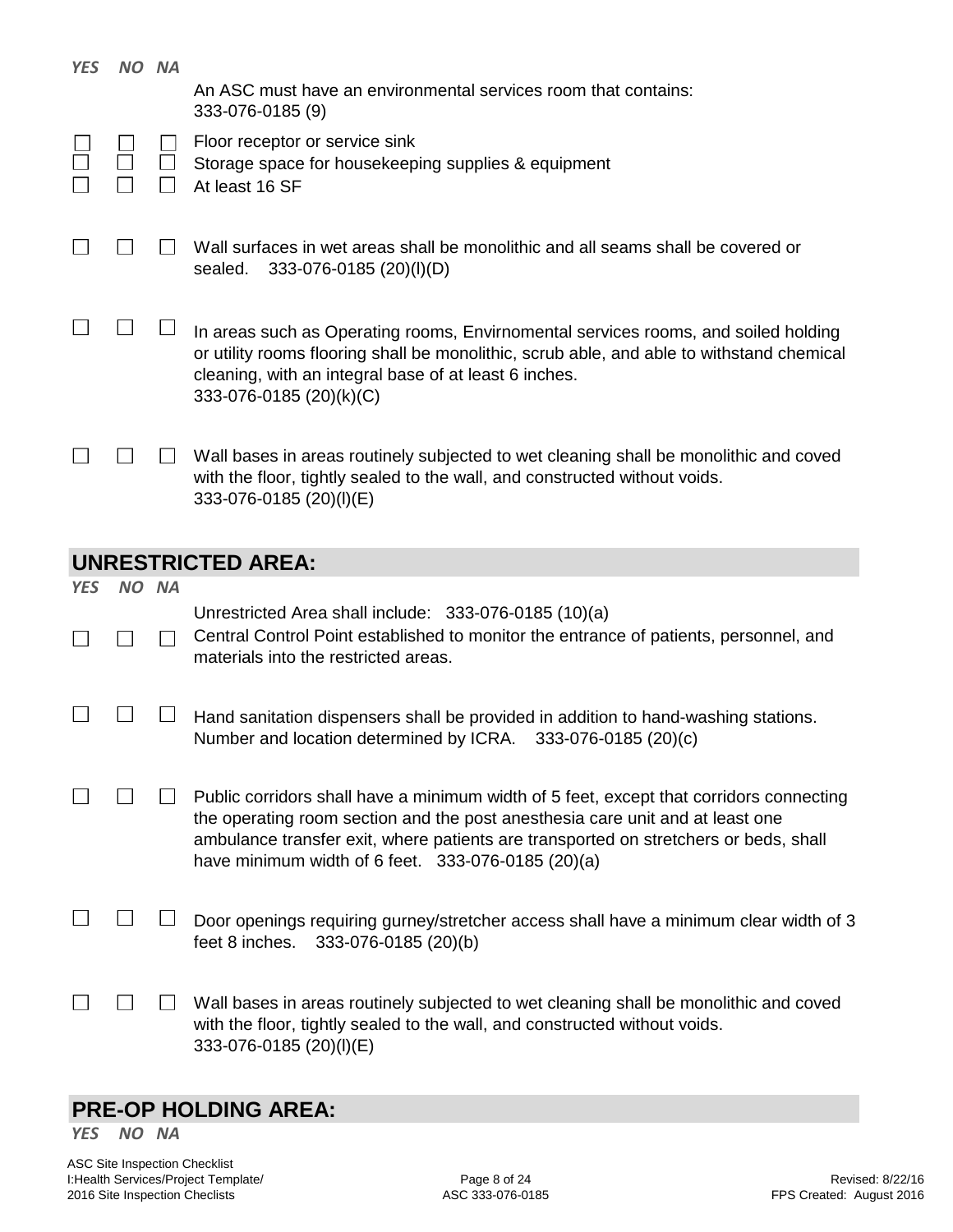| *YES* | *NO* | *NA* | |
|---|---|---|---|
| | | | An ASC must have an environmental services room that contains: 333-076-0185 (9) |
| ☐ | ☐ | ☐ | Floor receptor or service sink |
| ☐ | ☐ | ☐ | Storage space for housekeeping supplies & equipment |
| ☐ | ☐ | ☐ | At least 16 SF |
| ☐ | ☐ | ☐ | Wall surfaces in wet areas shall be monolithic and all seams shall be covered or sealed. 333-076-0185 (20)(l)(D) |
| ☐ | ☐ | ☐ | In areas such as Operating rooms, Envirnomental services rooms, and soiled holding or utility rooms flooring shall be monolithic, scrub able, and able to withstand chemical cleaning, with an integral base of at least 6 inches. 333-076-0185 (20)(k)(C) |
| ☐ | ☐ | ☐ | Wall bases in areas routinely subjected to wet cleaning shall be monolithic and coved with the floor, tightly sealed to the wall, and constructed without voids. 333-076-0185 (20)(l)(E) |

## UNRESTRICTED AREA:

| *YES* | *NO* | *NA* | |
|---|---|---|---|
| | | | Unrestricted Area shall include: 333-076-0185 (10)(a) |
| ☐ | ☐ | ☐ | Central Control Point established to monitor the entrance of patients, personnel, and materials into the restricted areas. |
| ☐ | ☐ | ☐ | Hand sanitation dispensers shall be provided in addition to hand-washing stations. Number and location determined by ICRA. 333-076-0185 (20)(c) |
| ☐ | ☐ | ☐ | Public corridors shall have a minimum width of 5 feet, except that corridors connecting the operating room section and the post anesthesia care unit and at least one ambulance transfer exit, where patients are transported on stretchers or beds, shall have minimum width of 6 feet. 333-076-0185 (20)(a) |
| ☐ | ☐ | ☐ | Door openings requiring gurney/stretcher access shall have a minimum clear width of 3 feet 8 inches. 333-076-0185 (20)(b) |
| ☐ | ☐ | ☐ | Wall bases in areas routinely subjected to wet cleaning shall be monolithic and coved with the floor, tightly sealed to the wall, and constructed without voids. 333-076-0185 (20)(l)(E) |

## PRE-OP HOLDING AREA:

| *YES* | *NO* | *NA* | |
|---|---|---|---|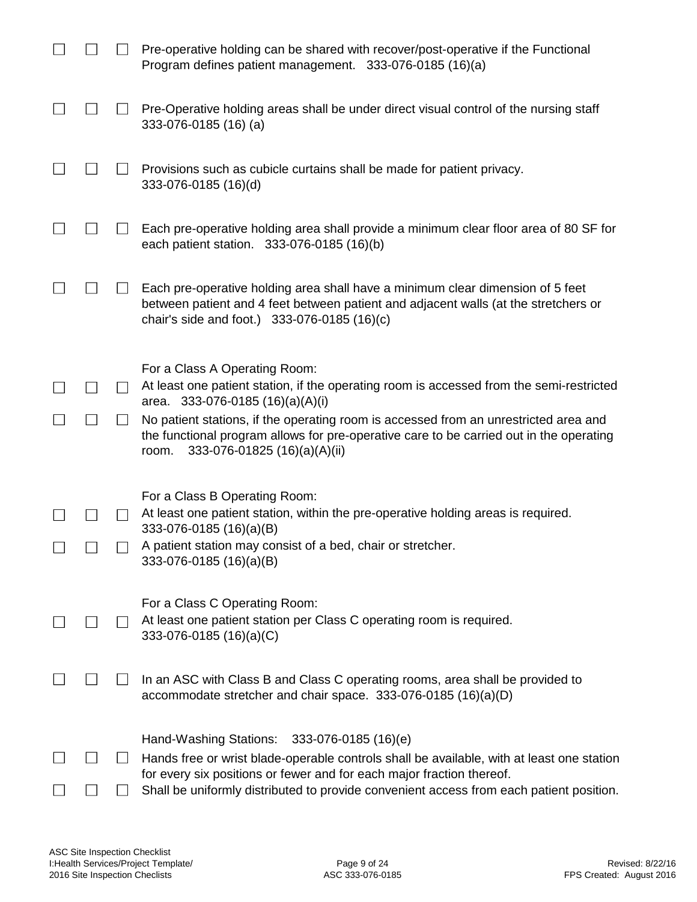☐ ☐ ☐ Pre-operative holding can be shared with recover/post-operative if the Functional Program defines patient management. 333-076-0185 (16)(a)

☐ ☐ ☐ Pre-Operative holding areas shall be under direct visual control of the nursing staff 333-076-0185 (16) (a)

☐ ☐ ☐ Provisions such as cubicle curtains shall be made for patient privacy. 333-076-0185 (16)(d)

☐ ☐ ☐ Each pre-operative holding area shall provide a minimum clear floor area of 80 SF for each patient station. 333-076-0185 (16)(b)

☐ ☐ ☐ Each pre-operative holding area shall have a minimum clear dimension of 5 feet between patient and 4 feet between patient and adjacent walls (at the stretchers or chair's side and foot.) 333-076-0185 (16)(c)

For a Class A Operating Room:

☐ ☐ ☐ At least one patient station, if the operating room is accessed from the semi-restricted area. 333-076-0185 (16)(a)(A)(i)

☐ ☐ ☐ No patient stations, if the operating room is accessed from an unrestricted area and the functional program allows for pre-operative care to be carried out in the operating room. 333-076-01825 (16)(a)(A)(ii)

For a Class B Operating Room:

☐ ☐ ☐ At least one patient station, within the pre-operative holding areas is required. 333-076-0185 (16)(a)(B)

☐ ☐ ☐ A patient station may consist of a bed, chair or stretcher. 333-076-0185 (16)(a)(B)

For a Class C Operating Room:

☐ ☐ ☐ At least one patient station per Class C operating room is required. 333-076-0185 (16)(a)(C)

☐ ☐ ☐ In an ASC with Class B and Class C operating rooms, area shall be provided to accommodate stretcher and chair space. 333-076-0185 (16)(a)(D)

Hand-Washing Stations: 333-076-0185 (16)(e)

☐ ☐ ☐ Hands free or wrist blade-operable controls shall be available, with at least one station for every six positions or fewer and for each major fraction thereof.

☐ ☐ ☐ Shall be uniformly distributed to provide convenient access from each patient position.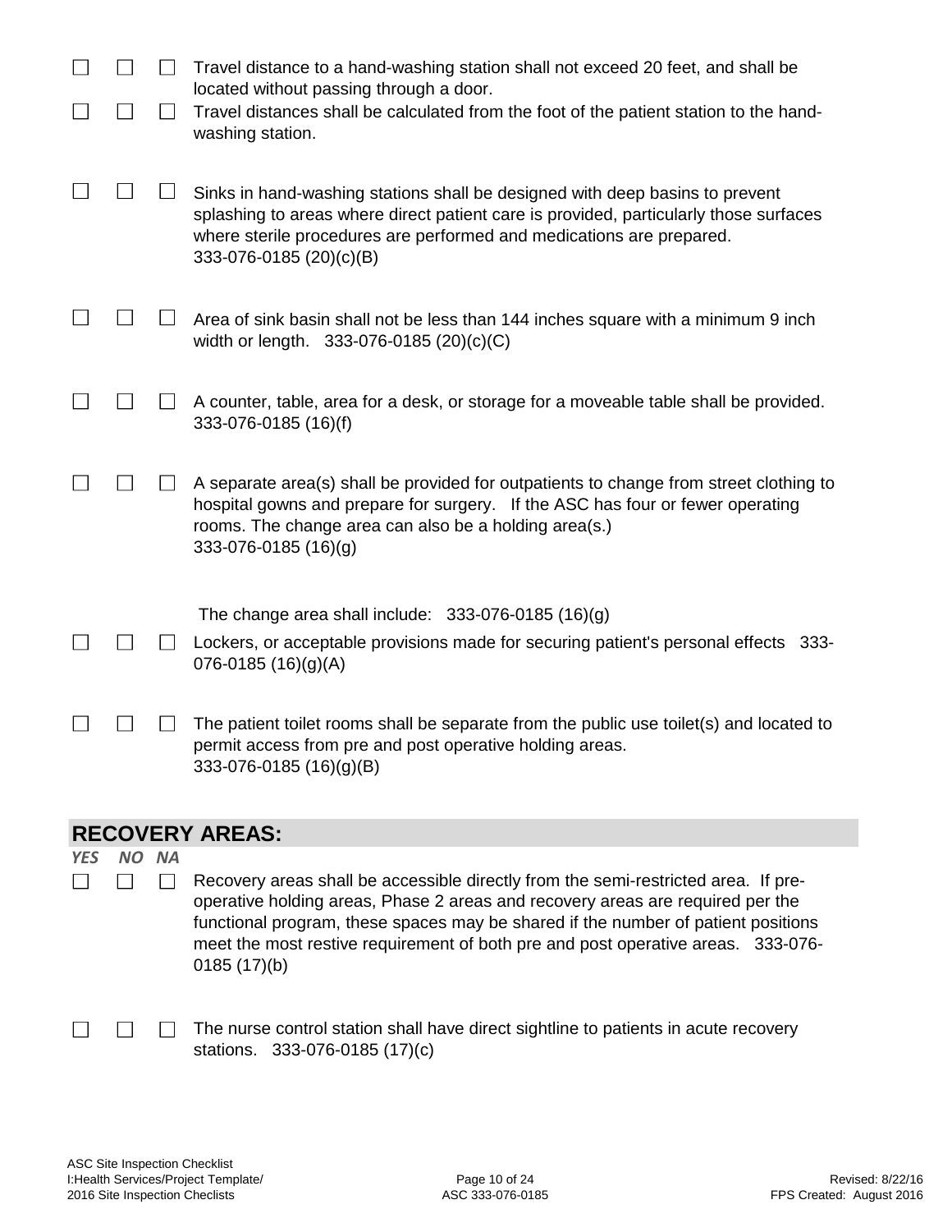☐ ☐ ☐ Travel distance to a hand-washing station shall not exceed 20 feet, and shall be located without passing through a door.

☐ ☐ ☐ Travel distances shall be calculated from the foot of the patient station to the hand-washing station.

☐ ☐ ☐ Sinks in hand-washing stations shall be designed with deep basins to prevent splashing to areas where direct patient care is provided, particularly those surfaces where sterile procedures are performed and medications are prepared. 333-076-0185 (20)(c)(B)

☐ ☐ ☐ Area of sink basin shall not be less than 144 inches square with a minimum 9 inch width or length. 333-076-0185 (20)(c)(C)

☐ ☐ ☐ A counter, table, area for a desk, or storage for a moveable table shall be provided. 333-076-0185 (16)(f)

☐ ☐ ☐ A separate area(s) shall be provided for outpatients to change from street clothing to hospital gowns and prepare for surgery. If the ASC has four or fewer operating rooms. The change area can also be a holding area(s.) 333-076-0185 (16)(g)

The change area shall include: 333-076-0185 (16)(g)

☐ ☐ ☐ Lockers, or acceptable provisions made for securing patient's personal effects 333-076-0185 (16)(g)(A)

☐ ☐ ☐ The patient toilet rooms shall be separate from the public use toilet(s) and located to permit access from pre and post operative holding areas. 333-076-0185 (16)(g)(B)

## RECOVERY AREAS:

*YES NO NA*

☐ ☐ ☐ Recovery areas shall be accessible directly from the semi-restricted area. If pre-operative holding areas, Phase 2 areas and recovery areas are required per the functional program, these spaces may be shared if the number of patient positions meet the most restive requirement of both pre and post operative areas. 333-076-0185 (17)(b)

☐ ☐ ☐ The nurse control station shall have direct sightline to patients in acute recovery stations. 333-076-0185 (17)(c)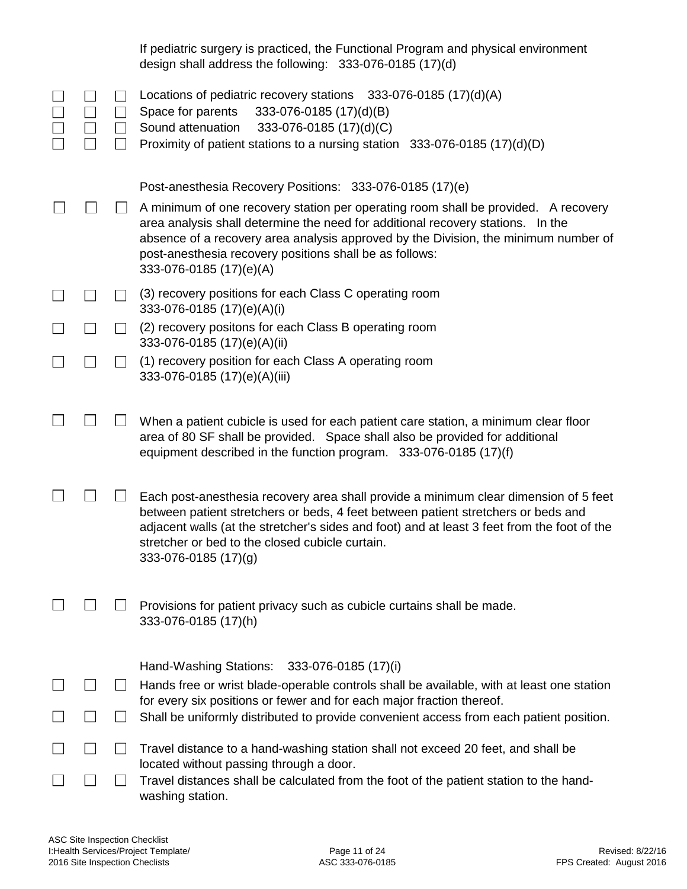If pediatric surgery is practiced, the Functional Program and physical environment design shall address the following: 333-076-0185 (17)(d)

- ☐ ☐ ☐ Locations of pediatric recovery stations 333-076-0185 (17)(d)(A)
- ☐ ☐ ☐ Space for parents 333-076-0185 (17)(d)(B)
- ☐ ☐ ☐ Sound attenuation 333-076-0185 (17)(d)(C)
- ☐ ☐ ☐ Proximity of patient stations to a nursing station 333-076-0185 (17)(d)(D)

Post-anesthesia Recovery Positions: 333-076-0185 (17)(e)

- ☐ ☐ ☐ A minimum of one recovery station per operating room shall be provided. A recovery area analysis shall determine the need for additional recovery stations. In the absence of a recovery area analysis approved by the Division, the minimum number of post-anesthesia recovery positions shall be as follows: 333-076-0185 (17)(e)(A)
- ☐ ☐ ☐ (3) recovery positions for each Class C operating room 333-076-0185 (17)(e)(A)(i)
- ☐ ☐ ☐ (2) recovery positons for each Class B operating room 333-076-0185 (17)(e)(A)(ii)
- ☐ ☐ ☐ (1) recovery position for each Class A operating room 333-076-0185 (17)(e)(A)(iii)

- ☐ ☐ ☐ When a patient cubicle is used for each patient care station, a minimum clear floor area of 80 SF shall be provided. Space shall also be provided for additional equipment described in the function program. 333-076-0185 (17)(f)

- ☐ ☐ ☐ Each post-anesthesia recovery area shall provide a minimum clear dimension of 5 feet between patient stretchers or beds, 4 feet between patient stretchers or beds and adjacent walls (at the stretcher's sides and foot) and at least 3 feet from the foot of the stretcher or bed to the closed cubicle curtain. 333-076-0185 (17)(g)

- ☐ ☐ ☐ Provisions for patient privacy such as cubicle curtains shall be made. 333-076-0185 (17)(h)

Hand-Washing Stations: 333-076-0185 (17)(i)

- ☐ ☐ ☐ Hands free or wrist blade-operable controls shall be available, with at least one station for every six positions or fewer and for each major fraction thereof.
- ☐ ☐ ☐ Shall be uniformly distributed to provide convenient access from each patient position.
- ☐ ☐ ☐ Travel distance to a hand-washing station shall not exceed 20 feet, and shall be located without passing through a door.
- ☐ ☐ ☐ Travel distances shall be calculated from the foot of the patient station to the hand-washing station.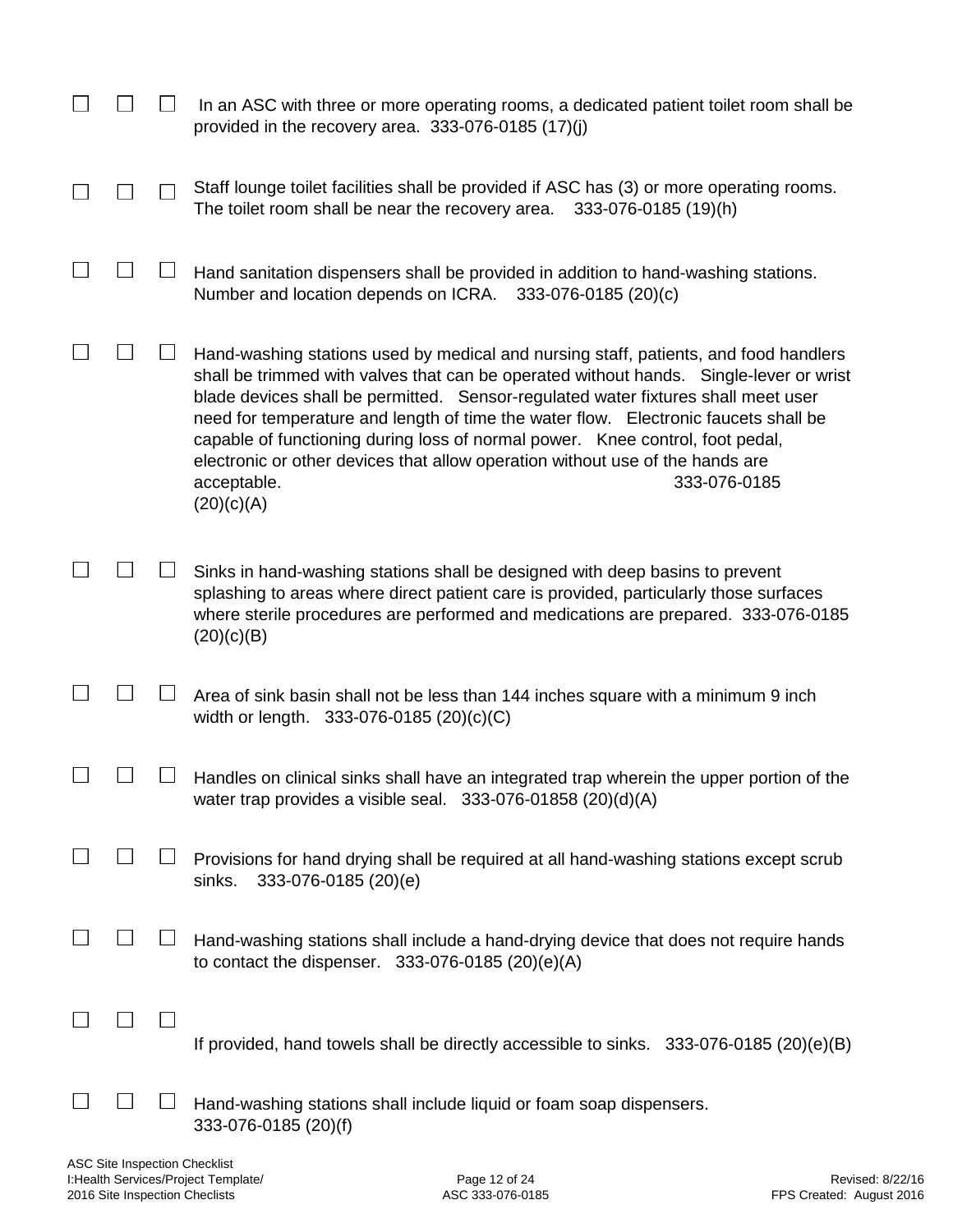☐ ☐ ☐ In an ASC with three or more operating rooms, a dedicated patient toilet room shall be provided in the recovery area. 333-076-0185 (17)(j)

☐ ☐ ☐ Staff lounge toilet facilities shall be provided if ASC has (3) or more operating rooms. The toilet room shall be near the recovery area. 333-076-0185 (19)(h)

☐ ☐ ☐ Hand sanitation dispensers shall be provided in addition to hand-washing stations. Number and location depends on ICRA. 333-076-0185 (20)(c)

☐ ☐ ☐ Hand-washing stations used by medical and nursing staff, patients, and food handlers shall be trimmed with valves that can be operated without hands. Single-lever or wrist blade devices shall be permitted. Sensor-regulated water fixtures shall meet user need for temperature and length of time the water flow. Electronic faucets shall be capable of functioning during loss of normal power. Knee control, foot pedal, electronic or other devices that allow operation without use of the hands are acceptable. 333-076-0185 (20)(c)(A)

☐ ☐ ☐ Sinks in hand-washing stations shall be designed with deep basins to prevent splashing to areas where direct patient care is provided, particularly those surfaces where sterile procedures are performed and medications are prepared. 333-076-0185 (20)(c)(B)

☐ ☐ ☐ Area of sink basin shall not be less than 144 inches square with a minimum 9 inch width or length. 333-076-0185 (20)(c)(C)

☐ ☐ ☐ Handles on clinical sinks shall have an integrated trap wherein the upper portion of the water trap provides a visible seal. 333-076-01858 (20)(d)(A)

☐ ☐ ☐ Provisions for hand drying shall be required at all hand-washing stations except scrub sinks. 333-076-0185 (20)(e)

☐ ☐ ☐ Hand-washing stations shall include a hand-drying device that does not require hands to contact the dispenser. 333-076-0185 (20)(e)(A)

☐ ☐ ☐ If provided, hand towels shall be directly accessible to sinks. 333-076-0185 (20)(e)(B)

☐ ☐ ☐ Hand-washing stations shall include liquid or foam soap dispensers. 333-076-0185 (20)(f)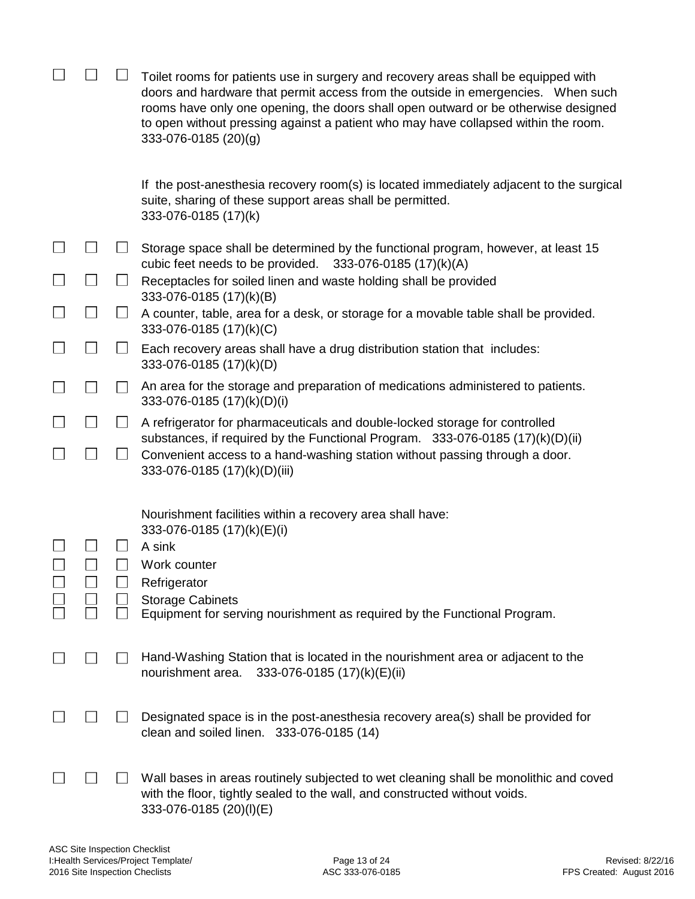☐ ☐ ☐ Toilet rooms for patients use in surgery and recovery areas shall be equipped with doors and hardware that permit access from the outside in emergencies. When such rooms have only one opening, the doors shall open outward or be otherwise designed to open without pressing against a patient who may have collapsed within the room. 333-076-0185 (20)(g)

If the post-anesthesia recovery room(s) is located immediately adjacent to the surgical suite, sharing of these support areas shall be permitted. 333-076-0185 (17)(k)

☐ ☐ ☐ Storage space shall be determined by the functional program, however, at least 15 cubic feet needs to be provided. 333-076-0185 (17)(k)(A)

☐ ☐ ☐ Receptacles for soiled linen and waste holding shall be provided 333-076-0185 (17)(k)(B)

☐ ☐ ☐ A counter, table, area for a desk, or storage for a movable table shall be provided. 333-076-0185 (17)(k)(C)

☐ ☐ ☐ Each recovery areas shall have a drug distribution station that includes: 333-076-0185 (17)(k)(D)

☐ ☐ ☐ An area for the storage and preparation of medications administered to patients. 333-076-0185 (17)(k)(D)(i)

☐ ☐ ☐ A refrigerator for pharmaceuticals and double-locked storage for controlled substances, if required by the Functional Program. 333-076-0185 (17)(k)(D)(ii)

☐ ☐ ☐ Convenient access to a hand-washing station without passing through a door. 333-076-0185 (17)(k)(D)(iii)

Nourishment facilities within a recovery area shall have: 333-076-0185 (17)(k)(E)(i)

☐ ☐ ☐ A sink

☐ ☐ ☐ Work counter

☐ ☐ ☐ Refrigerator

☐ ☐ ☐ Storage Cabinets

☐ ☐ ☐ Equipment for serving nourishment as required by the Functional Program.

☐ ☐ ☐ Hand-Washing Station that is located in the nourishment area or adjacent to the nourishment area. 333-076-0185 (17)(k)(E)(ii)

☐ ☐ ☐ Designated space is in the post-anesthesia recovery area(s) shall be provided for clean and soiled linen. 333-076-0185 (14)

☐ ☐ ☐ Wall bases in areas routinely subjected to wet cleaning shall be monolithic and coved with the floor, tightly sealed to the wall, and constructed without voids. 333-076-0185 (20)(l)(E)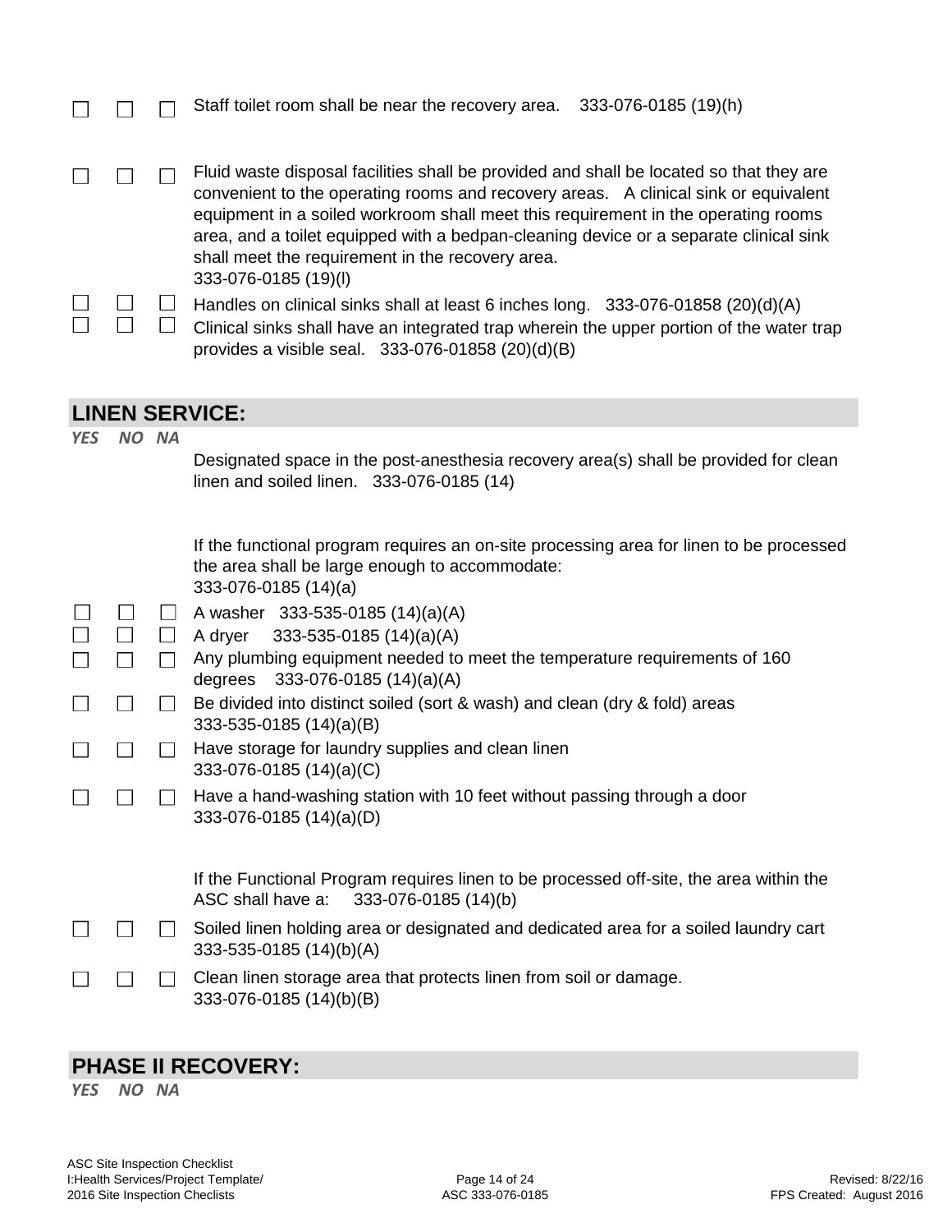☐ ☐ ☐ Staff toilet room shall be near the recovery area. 333-076-0185 (19)(h)

☐ ☐ ☐ Fluid waste disposal facilities shall be provided and shall be located so that they are convenient to the operating rooms and recovery areas. A clinical sink or equivalent equipment in a soiled workroom shall meet this requirement in the operating rooms area, and a toilet equipped with a bedpan-cleaning device or a separate clinical sink shall meet the requirement in the recovery area.
333-076-0185 (19)(l)

☐ ☐ ☐ Handles on clinical sinks shall at least 6 inches long. 333-076-01858 (20)(d)(A)

☐ ☐ ☐ Clinical sinks shall have an integrated trap wherein the upper portion of the water trap provides a visible seal. 333-076-01858 (20)(d)(B)

## LINEN SERVICE:

*YES NO NA*

Designated space in the post-anesthesia recovery area(s) shall be provided for clean linen and soiled linen. 333-076-0185 (14)

If the functional program requires an on-site processing area for linen to be processed the area shall be large enough to accommodate:
333-076-0185 (14)(a)

☐ ☐ ☐ A washer 333-535-0185 (14)(a)(A)

☐ ☐ ☐ A dryer 333-535-0185 (14)(a)(A)

☐ ☐ ☐ Any plumbing equipment needed to meet the temperature requirements of 160 degrees 333-076-0185 (14)(a)(A)

☐ ☐ ☐ Be divided into distinct soiled (sort & wash) and clean (dry & fold) areas
333-535-0185 (14)(a)(B)

☐ ☐ ☐ Have storage for laundry supplies and clean linen
333-076-0185 (14)(a)(C)

☐ ☐ ☐ Have a hand-washing station with 10 feet without passing through a door
333-076-0185 (14)(a)(D)

If the Functional Program requires linen to be processed off-site, the area within the ASC shall have a: 333-076-0185 (14)(b)

☐ ☐ ☐ Soiled linen holding area or designated and dedicated area for a soiled laundry cart
333-535-0185 (14)(b)(A)

☐ ☐ ☐ Clean linen storage area that protects linen from soil or damage.
333-076-0185 (14)(b)(B)

## PHASE II RECOVERY:

*YES NO NA*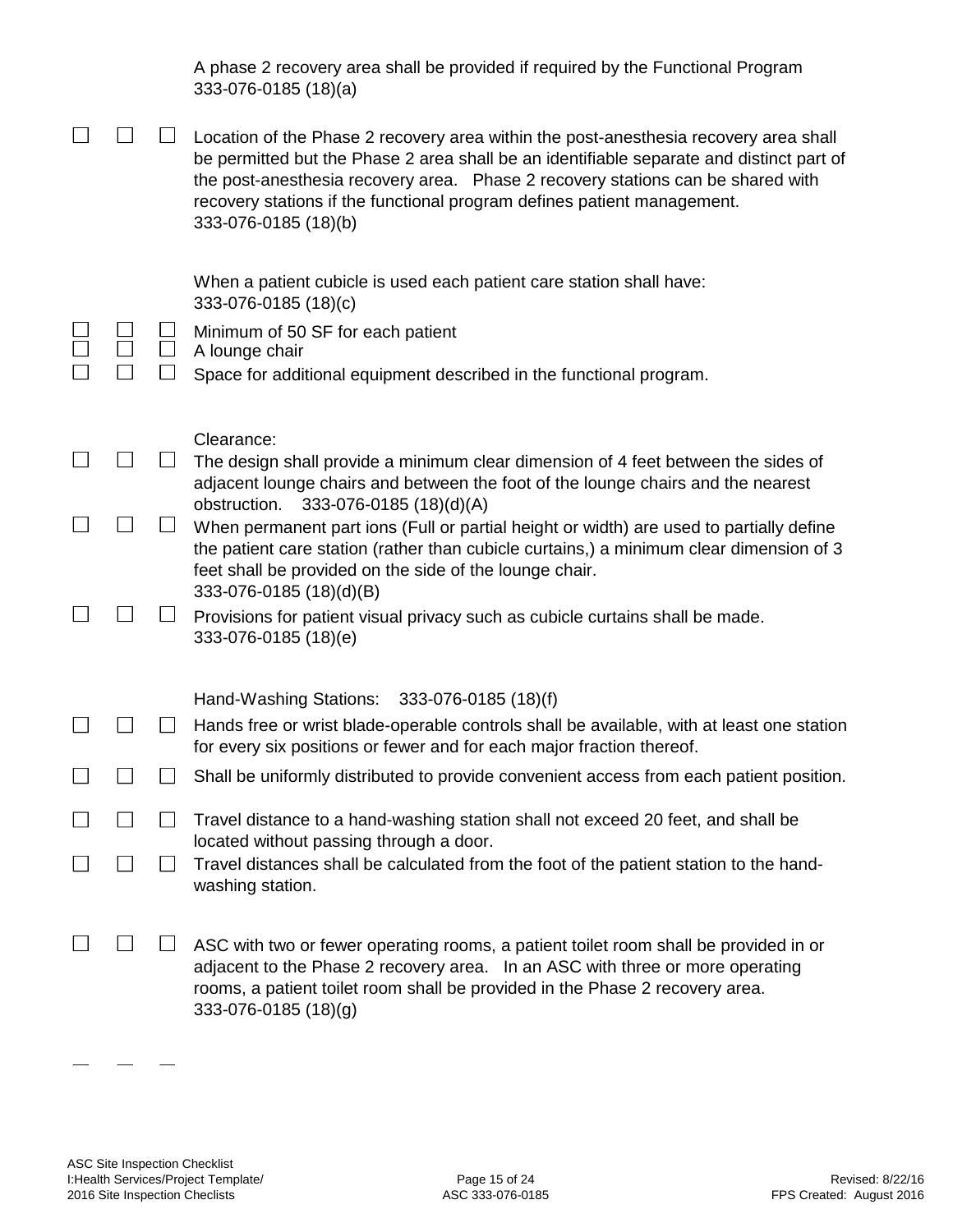A phase 2 recovery area shall be provided if required by the Functional Program
333-076-0185 (18)(a)

- ☐ ☐ ☐ Location of the Phase 2 recovery area within the post-anesthesia recovery area shall be permitted but the Phase 2 area shall be an identifiable separate and distinct part of the post-anesthesia recovery area. Phase 2 recovery stations can be shared with recovery stations if the functional program defines patient management.
333-076-0185 (18)(b)

When a patient cubicle is used each patient care station shall have:
333-076-0185 (18)(c)

- ☐ ☐ ☐ Minimum of 50 SF for each patient
- ☐ ☐ ☐ A lounge chair
- ☐ ☐ ☐ Space for additional equipment described in the functional program.

Clearance:

- ☐ ☐ ☐ The design shall provide a minimum clear dimension of 4 feet between the sides of adjacent lounge chairs and between the foot of the lounge chairs and the nearest obstruction. 333-076-0185 (18)(d)(A)
- ☐ ☐ ☐ When permanent part ions (Full or partial height or width) are used to partially define the patient care station (rather than cubicle curtains,) a minimum clear dimension of 3 feet shall be provided on the side of the lounge chair.
333-076-0185 (18)(d)(B)
- ☐ ☐ ☐ Provisions for patient visual privacy such as cubicle curtains shall be made.
333-076-0185 (18)(e)

Hand-Washing Stations: 333-076-0185 (18)(f)

- ☐ ☐ ☐ Hands free or wrist blade-operable controls shall be available, with at least one station for every six positions or fewer and for each major fraction thereof.
- ☐ ☐ ☐ Shall be uniformly distributed to provide convenient access from each patient position.
- ☐ ☐ ☐ Travel distance to a hand-washing station shall not exceed 20 feet, and shall be located without passing through a door.
- ☐ ☐ ☐ Travel distances shall be calculated from the foot of the patient station to the hand-washing station.

- ☐ ☐ ☐ ASC with two or fewer operating rooms, a patient toilet room shall be provided in or adjacent to the Phase 2 recovery area. In an ASC with three or more operating rooms, a patient toilet room shall be provided in the Phase 2 recovery area.
333-076-0185 (18)(g)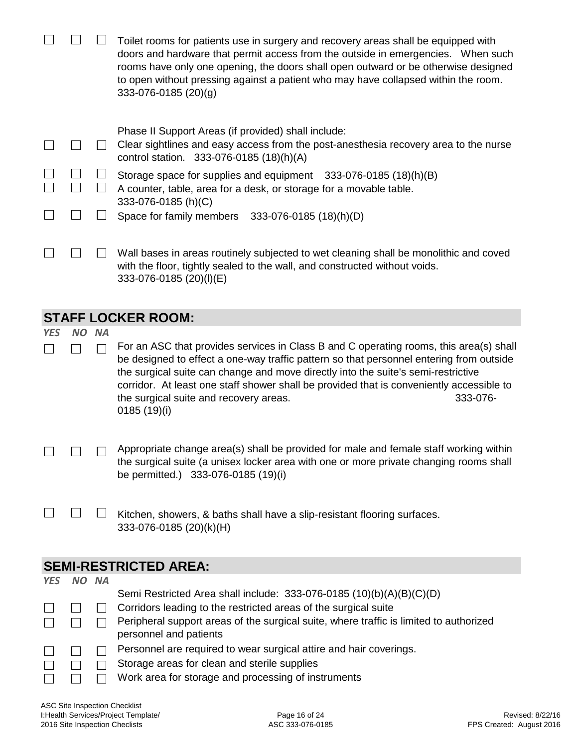| | | | |
|---|---|---|---|
| ☐ | ☐ | ☐ | Toilet rooms for patients use in surgery and recovery areas shall be equipped with doors and hardware that permit access from the outside in emergencies. When such rooms have only one opening, the doors shall open outward or be otherwise designed to open without pressing against a patient who may have collapsed within the room. 333-076-0185 (20)(g) |
| | | | Phase II Support Areas (if provided) shall include: |
| ☐ | ☐ | ☐ | Clear sightlines and easy access from the post-anesthesia recovery area to the nurse control station. 333-076-0185 (18)(h)(A) |
| ☐ | ☐ | ☐ | Storage space for supplies and equipment 333-076-0185 (18)(h)(B) |
| ☐ | ☐ | ☐ | A counter, table, area for a desk, or storage for a movable table. 333-076-0185 (h)(C) |
| ☐ | ☐ | ☐ | Space for family members 333-076-0185 (18)(h)(D) |
| ☐ | ☐ | ☐ | Wall bases in areas routinely subjected to wet cleaning shall be monolithic and coved with the floor, tightly sealed to the wall, and constructed without voids. 333-076-0185 (20)(l)(E) |

## STAFF LOCKER ROOM:

| *YES* | *NO* | *NA* | |
|---|---|---|---|
| ☐ | ☐ | ☐ | For an ASC that provides services in Class B and C operating rooms, this area(s) shall be designed to effect a one-way traffic pattern so that personnel entering from outside the surgical suite can change and move directly into the suite's semi-restrictive corridor. At least one staff shower shall be provided that is conveniently accessible to the surgical suite and recovery areas. 333-076-0185 (19)(i) |
| ☐ | ☐ | ☐ | Appropriate change area(s) shall be provided for male and female staff working within the surgical suite (a unisex locker area with one or more private changing rooms shall be permitted.) 333-076-0185 (19)(i) |
| ☐ | ☐ | ☐ | Kitchen, showers, & baths shall have a slip-resistant flooring surfaces. 333-076-0185 (20)(k)(H) |

## SEMI-RESTRICTED AREA:

| *YES* | *NO* | *NA* | |
|---|---|---|---|
| | | | Semi Restricted Area shall include: 333-076-0185 (10)(b)(A)(B)(C)(D) |
| ☐ | ☐ | ☐ | Corridors leading to the restricted areas of the surgical suite |
| ☐ | ☐ | ☐ | Peripheral support areas of the surgical suite, where traffic is limited to authorized personnel and patients |
| ☐ | ☐ | ☐ | Personnel are required to wear surgical attire and hair coverings. |
| ☐ | ☐ | ☐ | Storage areas for clean and sterile supplies |
| ☐ | ☐ | ☐ | Work area for storage and processing of instruments |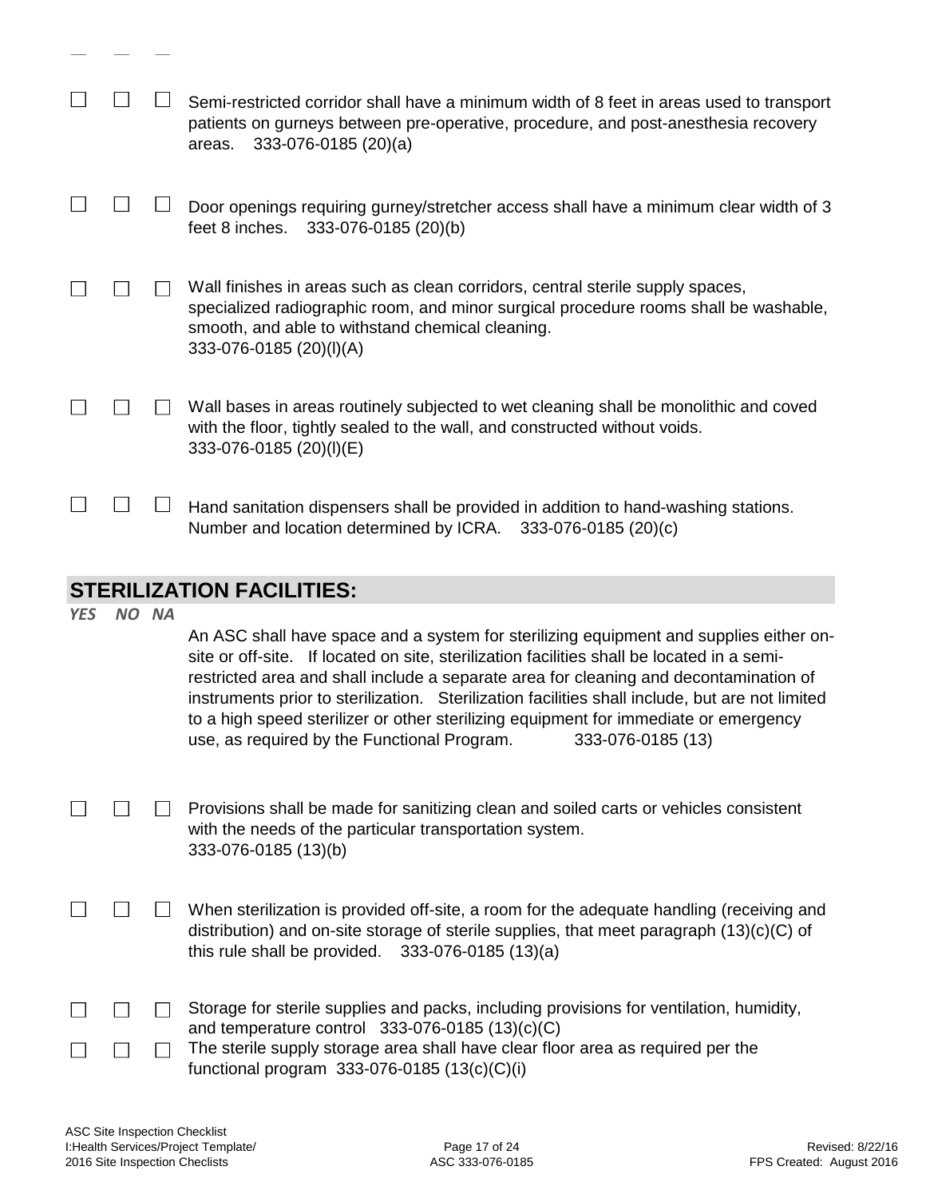☐ ☐ ☐ Semi-restricted corridor shall have a minimum width of 8 feet in areas used to transport patients on gurneys between pre-operative, procedure, and post-anesthesia recovery areas. 333-076-0185 (20)(a)

☐ ☐ ☐ Door openings requiring gurney/stretcher access shall have a minimum clear width of 3 feet 8 inches. 333-076-0185 (20)(b)

☐ ☐ ☐ Wall finishes in areas such as clean corridors, central sterile supply spaces, specialized radiographic room, and minor surgical procedure rooms shall be washable, smooth, and able to withstand chemical cleaning. 333-076-0185 (20)(l)(A)

☐ ☐ ☐ Wall bases in areas routinely subjected to wet cleaning shall be monolithic and coved with the floor, tightly sealed to the wall, and constructed without voids. 333-076-0185 (20)(l)(E)

☐ ☐ ☐ Hand sanitation dispensers shall be provided in addition to hand-washing stations. Number and location determined by ICRA. 333-076-0185 (20)(c)

## STERILIZATION FACILITIES:

*YES NO NA*

An ASC shall have space and a system for sterilizing equipment and supplies either on-site or off-site. If located on site, sterilization facilities shall be located in a semi-restricted area and shall include a separate area for cleaning and decontamination of instruments prior to sterilization. Sterilization facilities shall include, but are not limited to a high speed sterilizer or other sterilizing equipment for immediate or emergency use, as required by the Functional Program. 333-076-0185 (13)

☐ ☐ ☐ Provisions shall be made for sanitizing clean and soiled carts or vehicles consistent with the needs of the particular transportation system. 333-076-0185 (13)(b)

☐ ☐ ☐ When sterilization is provided off-site, a room for the adequate handling (receiving and distribution) and on-site storage of sterile supplies, that meet paragraph (13)(c)(C) of this rule shall be provided. 333-076-0185 (13)(a)

☐ ☐ ☐ Storage for sterile supplies and packs, including provisions for ventilation, humidity, and temperature control 333-076-0185 (13)(c)(C)

☐ ☐ ☐ The sterile supply storage area shall have clear floor area as required per the functional program 333-076-0185 (13(c)(C)(i)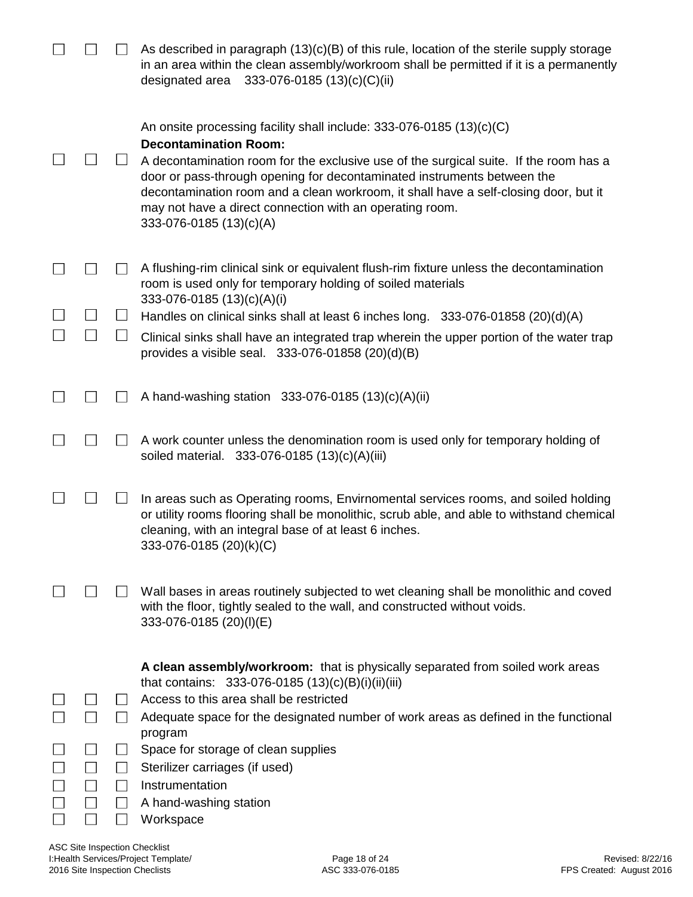☐ ☐ ☐ As described in paragraph (13)(c)(B) of this rule, location of the sterile supply storage in an area within the clean assembly/workroom shall be permitted if it is a permanently designated area 333-076-0185 (13)(c)(C)(ii)

An onsite processing facility shall include: 333-076-0185 (13)(c)(C)

**Decontamination Room:**

☐ ☐ ☐ A decontamination room for the exclusive use of the surgical suite. If the room has a door or pass-through opening for decontaminated instruments between the decontamination room and a clean workroom, it shall have a self-closing door, but it may not have a direct connection with an operating room. 333-076-0185 (13)(c)(A)

☐ ☐ ☐ A flushing-rim clinical sink or equivalent flush-rim fixture unless the decontamination room is used only for temporary holding of soiled materials 333-076-0185 (13)(c)(A)(i)

☐ ☐ ☐ Handles on clinical sinks shall at least 6 inches long. 333-076-01858 (20)(d)(A)

☐ ☐ ☐ Clinical sinks shall have an integrated trap wherein the upper portion of the water trap provides a visible seal. 333-076-01858 (20)(d)(B)

☐ ☐ ☐ A hand-washing station 333-076-0185 (13)(c)(A)(ii)

☐ ☐ ☐ A work counter unless the denomination room is used only for temporary holding of soiled material. 333-076-0185 (13)(c)(A)(iii)

☐ ☐ ☐ In areas such as Operating rooms, Envirnomental services rooms, and soiled holding or utility rooms flooring shall be monolithic, scrub able, and able to withstand chemical cleaning, with an integral base of at least 6 inches. 333-076-0185 (20)(k)(C)

☐ ☐ ☐ Wall bases in areas routinely subjected to wet cleaning shall be monolithic and coved with the floor, tightly sealed to the wall, and constructed without voids. 333-076-0185 (20)(l)(E)

**A clean assembly/workroom:** that is physically separated from soiled work areas that contains: 333-076-0185 (13)(c)(B)(i)(ii)(iii)

☐ ☐ ☐ Access to this area shall be restricted

☐ ☐ ☐ Adequate space for the designated number of work areas as defined in the functional program

☐ ☐ ☐ Space for storage of clean supplies

☐ ☐ ☐ Sterilizer carriages (if used)

☐ ☐ ☐ Instrumentation

☐ ☐ ☐ A hand-washing station

☐ ☐ ☐ Workspace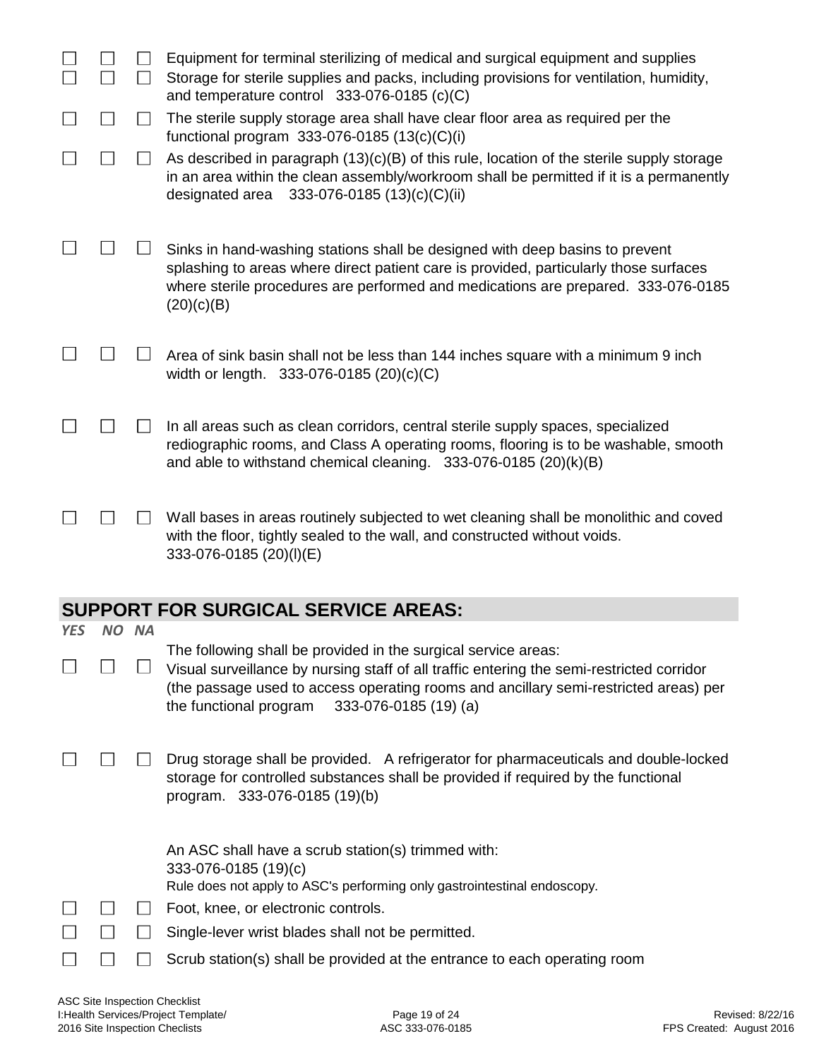☐ ☐ ☐ Equipment for terminal sterilizing of medical and surgical equipment and supplies

☐ ☐ ☐ Storage for sterile supplies and packs, including provisions for ventilation, humidity, and temperature control 333-076-0185 (c)(C)

☐ ☐ ☐ The sterile supply storage area shall have clear floor area as required per the functional program 333-076-0185 (13(c)(C)(i)

☐ ☐ ☐ As described in paragraph (13)(c)(B) of this rule, location of the sterile supply storage in an area within the clean assembly/workroom shall be permitted if it is a permanently designated area 333-076-0185 (13)(c)(C)(ii)

☐ ☐ ☐ Sinks in hand-washing stations shall be designed with deep basins to prevent splashing to areas where direct patient care is provided, particularly those surfaces where sterile procedures are performed and medications are prepared. 333-076-0185 (20)(c)(B)

☐ ☐ ☐ Area of sink basin shall not be less than 144 inches square with a minimum 9 inch width or length. 333-076-0185 (20)(c)(C)

☐ ☐ ☐ In all areas such as clean corridors, central sterile supply spaces, specialized rediographic rooms, and Class A operating rooms, flooring is to be washable, smooth and able to withstand chemical cleaning. 333-076-0185 (20)(k)(B)

☐ ☐ ☐ Wall bases in areas routinely subjected to wet cleaning shall be monolithic and coved with the floor, tightly sealed to the wall, and constructed without voids. 333-076-0185 (20)(l)(E)

## SUPPORT FOR SURGICAL SERVICE AREAS:

*YES NO NA*

The following shall be provided in the surgical service areas:

☐ ☐ ☐ Visual surveillance by nursing staff of all traffic entering the semi-restricted corridor (the passage used to access operating rooms and ancillary semi-restricted areas) per the functional program 333-076-0185 (19) (a)

☐ ☐ ☐ Drug storage shall be provided. A refrigerator for pharmaceuticals and double-locked storage for controlled substances shall be provided if required by the functional program. 333-076-0185 (19)(b)

An ASC shall have a scrub station(s) trimmed with:
333-076-0185 (19)(c)
Rule does not apply to ASC's performing only gastrointestinal endoscopy.

☐ ☐ ☐ Foot, knee, or electronic controls.

☐ ☐ ☐ Single-lever wrist blades shall not be permitted.

☐ ☐ ☐ Scrub station(s) shall be provided at the entrance to each operating room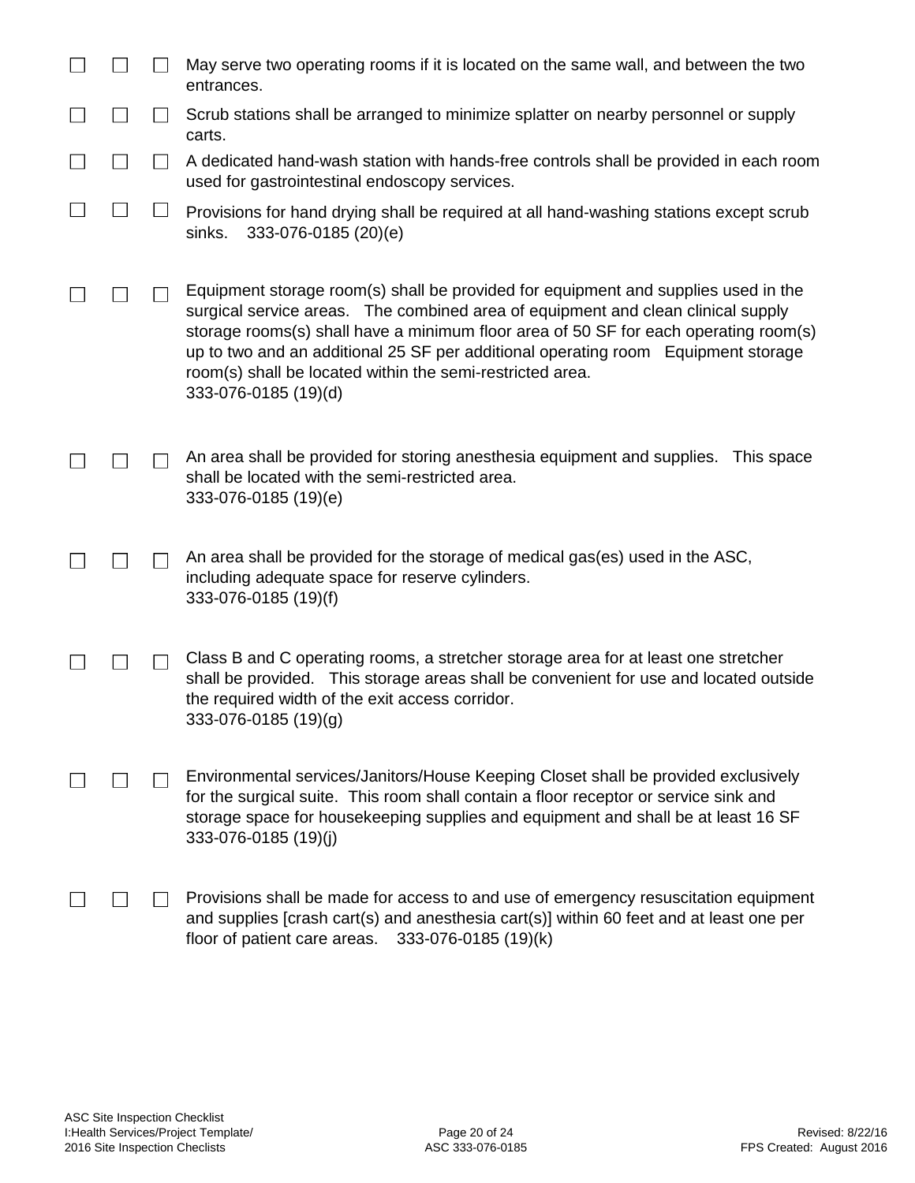☐ ☐ ☐ May serve two operating rooms if it is located on the same wall, and between the two entrances.

☐ ☐ ☐ Scrub stations shall be arranged to minimize splatter on nearby personnel or supply carts.

☐ ☐ ☐ A dedicated hand-wash station with hands-free controls shall be provided in each room used for gastrointestinal endoscopy services.

☐ ☐ ☐ Provisions for hand drying shall be required at all hand-washing stations except scrub sinks. 333-076-0185 (20)(e)

☐ ☐ ☐ Equipment storage room(s) shall be provided for equipment and supplies used in the surgical service areas. The combined area of equipment and clean clinical supply storage rooms(s) shall have a minimum floor area of 50 SF for each operating room(s) up to two and an additional 25 SF per additional operating room Equipment storage room(s) shall be located within the semi-restricted area.
333-076-0185 (19)(d)

☐ ☐ ☐ An area shall be provided for storing anesthesia equipment and supplies. This space shall be located with the semi-restricted area.
333-076-0185 (19)(e)

☐ ☐ ☐ An area shall be provided for the storage of medical gas(es) used in the ASC, including adequate space for reserve cylinders.
333-076-0185 (19)(f)

☐ ☐ ☐ Class B and C operating rooms, a stretcher storage area for at least one stretcher shall be provided. This storage areas shall be convenient for use and located outside the required width of the exit access corridor.
333-076-0185 (19)(g)

☐ ☐ ☐ Environmental services/Janitors/House Keeping Closet shall be provided exclusively for the surgical suite. This room shall contain a floor receptor or service sink and storage space for housekeeping supplies and equipment and shall be at least 16 SF
333-076-0185 (19)(j)

☐ ☐ ☐ Provisions shall be made for access to and use of emergency resuscitation equipment and supplies [crash cart(s) and anesthesia cart(s)] within 60 feet and at least one per floor of patient care areas. 333-076-0185 (19)(k)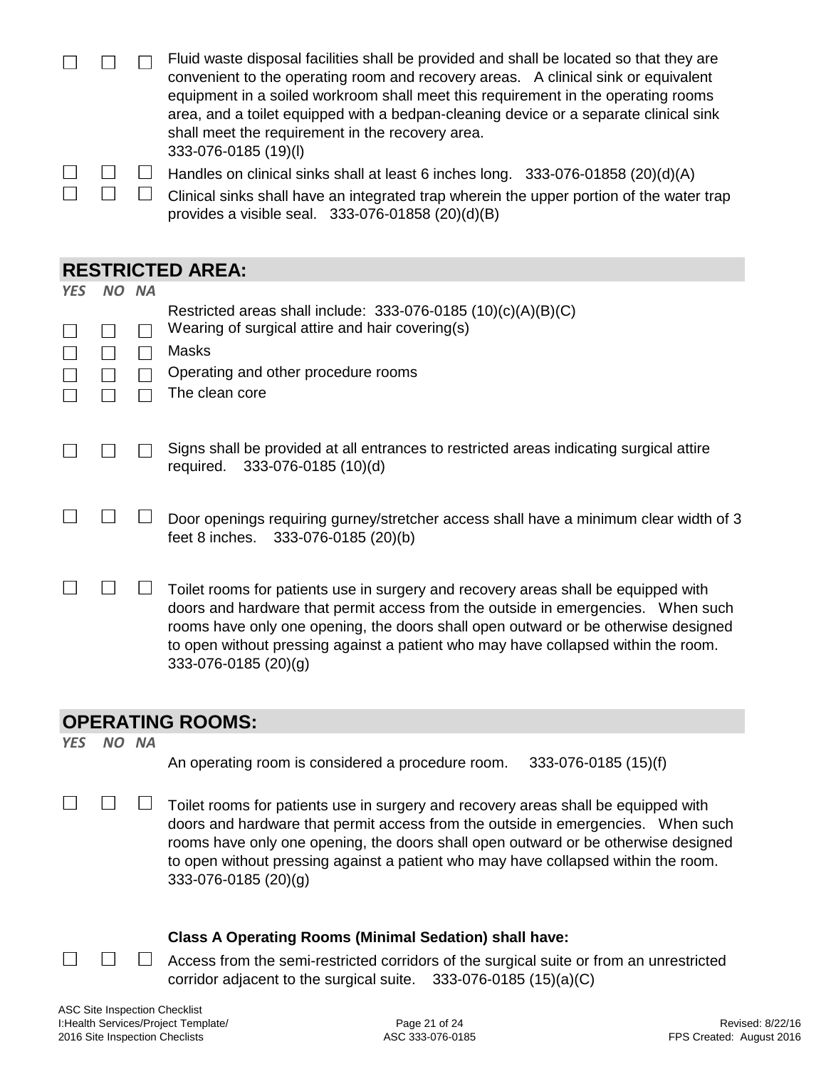| | | | |
|---|---|---|---|
| ☐ | ☐ | ☐ | Fluid waste disposal facilities shall be provided and shall be located so that they are convenient to the operating room and recovery areas. A clinical sink or equivalent equipment in a soiled workroom shall meet this requirement in the operating rooms area, and a toilet equipped with a bedpan-cleaning device or a separate clinical sink shall meet the requirement in the recovery area. 333-076-0185 (19)(l) |
| ☐ | ☐ | ☐ | Handles on clinical sinks shall at least 6 inches long. 333-076-01858 (20)(d)(A) |
| ☐ | ☐ | ☐ | Clinical sinks shall have an integrated trap wherein the upper portion of the water trap provides a visible seal. 333-076-01858 (20)(d)(B) |

## RESTRICTED AREA:

| *YES* | *NO* | *NA* | |
|---|---|---|---|
| | | | Restricted areas shall include: 333-076-0185 (10)(c)(A)(B)(C) |
| ☐ | ☐ | ☐ | Wearing of surgical attire and hair covering(s) |
| ☐ | ☐ | ☐ | Masks |
| ☐ | ☐ | ☐ | Operating and other procedure rooms |
| ☐ | ☐ | ☐ | The clean core |
| ☐ | ☐ | ☐ | Signs shall be provided at all entrances to restricted areas indicating surgical attire required. 333-076-0185 (10)(d) |
| ☐ | ☐ | ☐ | Door openings requiring gurney/stretcher access shall have a minimum clear width of 3 feet 8 inches. 333-076-0185 (20)(b) |
| ☐ | ☐ | ☐ | Toilet rooms for patients use in surgery and recovery areas shall be equipped with doors and hardware that permit access from the outside in emergencies. When such rooms have only one opening, the doors shall open outward or be otherwise designed to open without pressing against a patient who may have collapsed within the room. 333-076-0185 (20)(g) |

## OPERATING ROOMS:

| *YES* | *NO* | *NA* | |
|---|---|---|---|
| | | | An operating room is considered a procedure room. 333-076-0185 (15)(f) |
| ☐ | ☐ | ☐ | Toilet rooms for patients use in surgery and recovery areas shall be equipped with doors and hardware that permit access from the outside in emergencies. When such rooms have only one opening, the doors shall open outward or be otherwise designed to open without pressing against a patient who may have collapsed within the room. 333-076-0185 (20)(g) |
| | | | **Class A Operating Rooms (Minimal Sedation) shall have:** |
| ☐ | ☐ | ☐ | Access from the semi-restricted corridors of the surgical suite or from an unrestricted corridor adjacent to the surgical suite. 333-076-0185 (15)(a)(C) |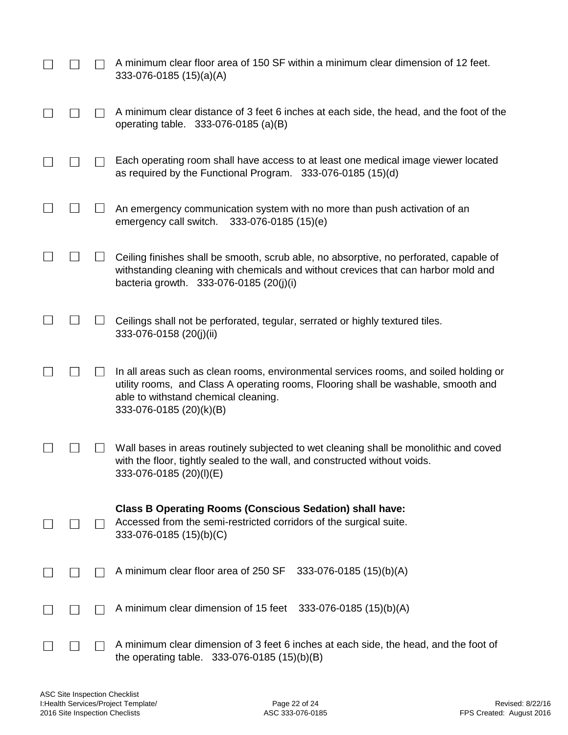☐ ☐ ☐ A minimum clear floor area of 150 SF within a minimum clear dimension of 12 feet. 333-076-0185 (15)(a)(A)

☐ ☐ ☐ A minimum clear distance of 3 feet 6 inches at each side, the head, and the foot of the operating table. 333-076-0185 (a)(B)

☐ ☐ ☐ Each operating room shall have access to at least one medical image viewer located as required by the Functional Program. 333-076-0185 (15)(d)

☐ ☐ ☐ An emergency communication system with no more than push activation of an emergency call switch. 333-076-0185 (15)(e)

☐ ☐ ☐ Ceiling finishes shall be smooth, scrub able, no absorptive, no perforated, capable of withstanding cleaning with chemicals and without crevices that can harbor mold and bacteria growth. 333-076-0185 (20(j)(i)

☐ ☐ ☐ Ceilings shall not be perforated, tegular, serrated or highly textured tiles. 333-076-0158 (20(j)(ii)

☐ ☐ ☐ In all areas such as clean rooms, environmental services rooms, and soiled holding or utility rooms, and Class A operating rooms, Flooring shall be washable, smooth and able to withstand chemical cleaning. 333-076-0185 (20)(k)(B)

☐ ☐ ☐ Wall bases in areas routinely subjected to wet cleaning shall be monolithic and coved with the floor, tightly sealed to the wall, and constructed without voids. 333-076-0185 (20)(l)(E)

**Class B Operating Rooms (Conscious Sedation) shall have:**

☐ ☐ ☐ Accessed from the semi-restricted corridors of the surgical suite. 333-076-0185 (15)(b)(C)

☐ ☐ ☐ A minimum clear floor area of 250 SF 333-076-0185 (15)(b)(A)

☐ ☐ ☐ A minimum clear dimension of 15 feet 333-076-0185 (15)(b)(A)

☐ ☐ ☐ A minimum clear dimension of 3 feet 6 inches at each side, the head, and the foot of the operating table. 333-076-0185 (15)(b)(B)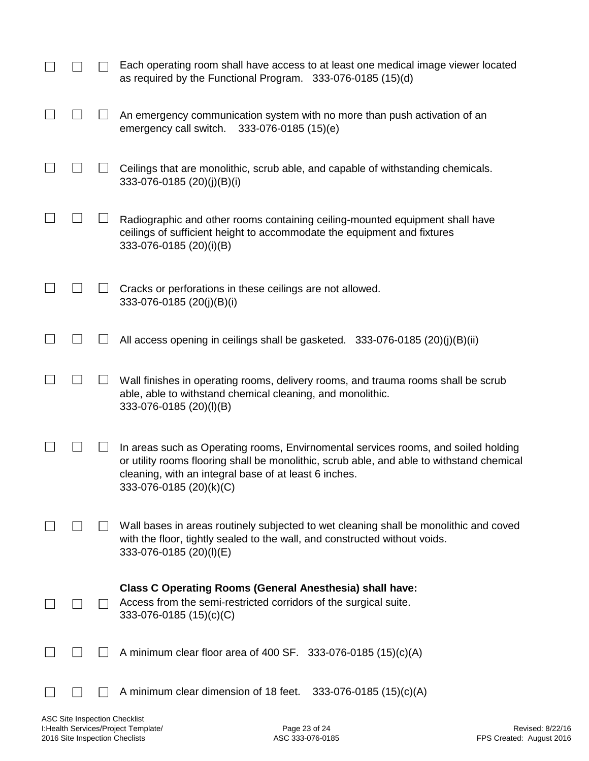☐ ☐ ☐ Each operating room shall have access to at least one medical image viewer located as required by the Functional Program. 333-076-0185 (15)(d)

☐ ☐ ☐ An emergency communication system with no more than push activation of an emergency call switch. 333-076-0185 (15)(e)

☐ ☐ ☐ Ceilings that are monolithic, scrub able, and capable of withstanding chemicals. 333-076-0185 (20)(j)(B)(i)

☐ ☐ ☐ Radiographic and other rooms containing ceiling-mounted equipment shall have ceilings of sufficient height to accommodate the equipment and fixtures 333-076-0185 (20)(i)(B)

☐ ☐ ☐ Cracks or perforations in these ceilings are not allowed. 333-076-0185 (20(j)(B)(i)

☐ ☐ ☐ All access opening in ceilings shall be gasketed. 333-076-0185 (20)(j)(B)(ii)

☐ ☐ ☐ Wall finishes in operating rooms, delivery rooms, and trauma rooms shall be scrub able, able to withstand chemical cleaning, and monolithic. 333-076-0185 (20)(l)(B)

☐ ☐ ☐ In areas such as Operating rooms, Envirnomental services rooms, and soiled holding or utility rooms flooring shall be monolithic, scrub able, and able to withstand chemical cleaning, with an integral base of at least 6 inches. 333-076-0185 (20)(k)(C)

☐ ☐ ☐ Wall bases in areas routinely subjected to wet cleaning shall be monolithic and coved with the floor, tightly sealed to the wall, and constructed without voids. 333-076-0185 (20)(l)(E)

**Class C Operating Rooms (General Anesthesia) shall have:**

☐ ☐ ☐ Access from the semi-restricted corridors of the surgical suite. 333-076-0185 (15)(c)(C)

☐ ☐ ☐ A minimum clear floor area of 400 SF. 333-076-0185 (15)(c)(A)

☐ ☐ ☐ A minimum clear dimension of 18 feet. 333-076-0185 (15)(c)(A)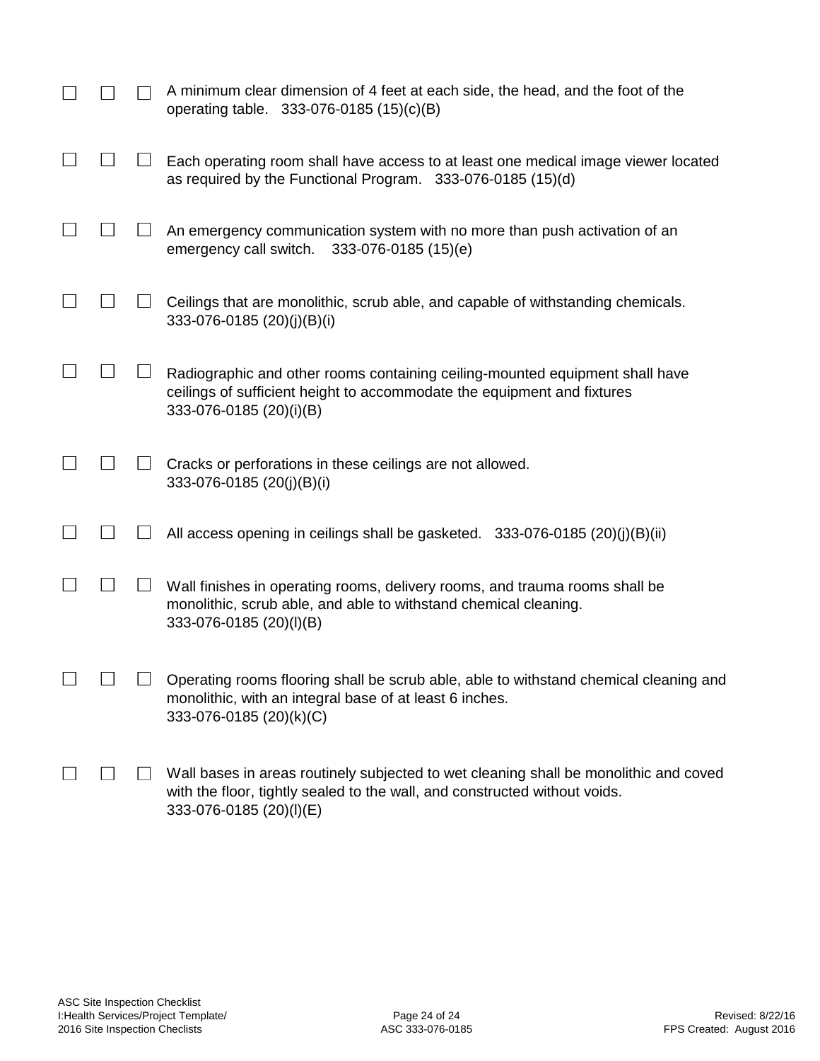| | | | |
|---|---|---|---|
| ☐ | ☐ | ☐ | A minimum clear dimension of 4 feet at each side, the head, and the foot of the operating table. 333-076-0185 (15)(c)(B) |
| ☐ | ☐ | ☐ | Each operating room shall have access to at least one medical image viewer located as required by the Functional Program. 333-076-0185 (15)(d) |
| ☐ | ☐ | ☐ | An emergency communication system with no more than push activation of an emergency call switch. 333-076-0185 (15)(e) |
| ☐ | ☐ | ☐ | Ceilings that are monolithic, scrub able, and capable of withstanding chemicals. 333-076-0185 (20)(j)(B)(i) |
| ☐ | ☐ | ☐ | Radiographic and other rooms containing ceiling-mounted equipment shall have ceilings of sufficient height to accommodate the equipment and fixtures 333-076-0185 (20)(i)(B) |
| ☐ | ☐ | ☐ | Cracks or perforations in these ceilings are not allowed. 333-076-0185 (20(j)(B)(i) |
| ☐ | ☐ | ☐ | All access opening in ceilings shall be gasketed. 333-076-0185 (20)(j)(B)(ii) |
| ☐ | ☐ | ☐ | Wall finishes in operating rooms, delivery rooms, and trauma rooms shall be monolithic, scrub able, and able to withstand chemical cleaning. 333-076-0185 (20)(l)(B) |
| ☐ | ☐ | ☐ | Operating rooms flooring shall be scrub able, able to withstand chemical cleaning and monolithic, with an integral base of at least 6 inches. 333-076-0185 (20)(k)(C) |
| ☐ | ☐ | ☐ | Wall bases in areas routinely subjected to wet cleaning shall be monolithic and coved with the floor, tightly sealed to the wall, and constructed without voids. 333-076-0185 (20)(l)(E) |